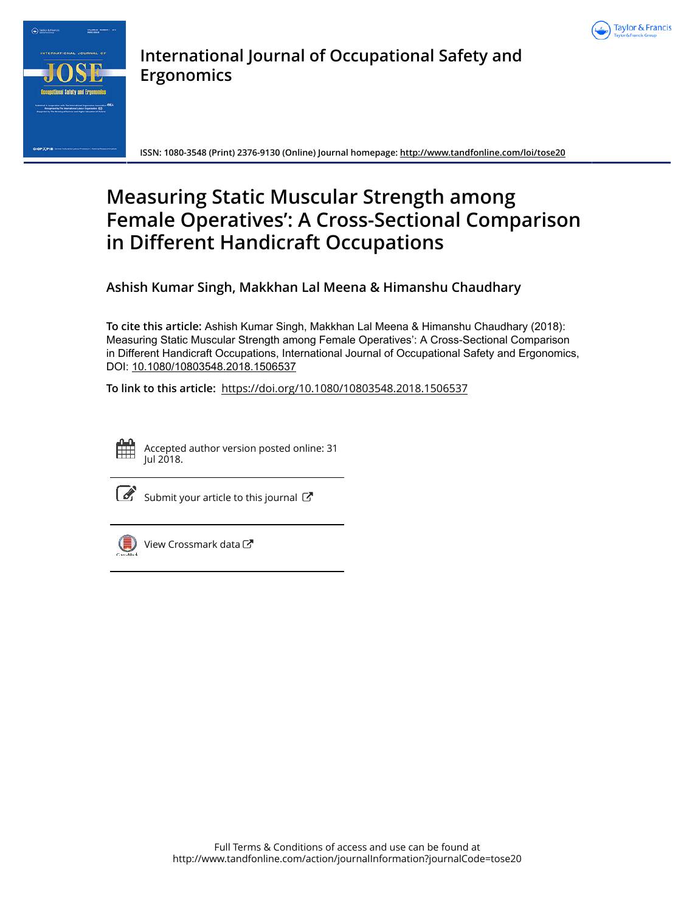# International Journal of Occupational Safety and Ergonomics

**ISSN: 1080-3548 (Print) 2376-9130 (Online) Journal homepage: http://www.tandfonline.com/loi/tose20**

# Measuring Static Muscular Strength among Female Operatives': A Cross-Sectional Comparison in Different Handicraft Occupations

**Ashish Kumar Singh, Makkhan Lal Meena & Himanshu Chaudhary**

**To cite this article:** Ashish Kumar Singh, Makkhan Lal Meena & Himanshu Chaudhary (2018): Measuring Static Muscular Strength among Female Operatives': A Cross-Sectional Comparison in Different Handicraft Occupations, International Journal of Occupational Safety and Ergonomics, DOI: 10.1080/10803548.2018.1506537

**To link to this article:** https://doi.org/10.1080/10803548.2018.1506537

Accepted author version posted online: 31 Jul 2018.

Submit your article to this journal

View Crossmark data

Full Terms & Conditions of access and use can be found at
http://www.tandfonline.com/action/journalInformation?journalCode=tose20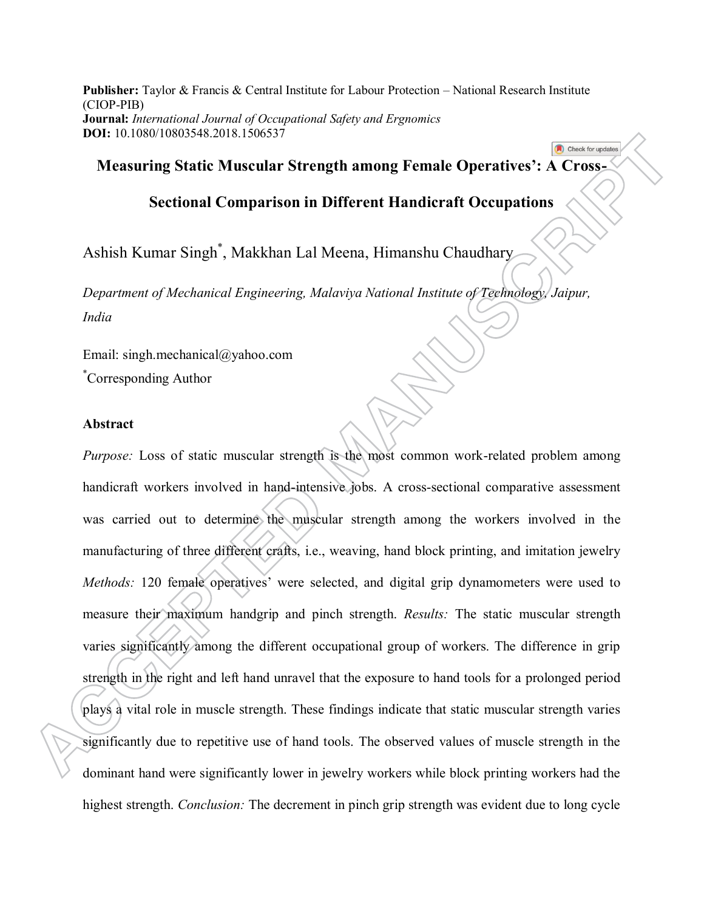**Publisher:** Taylor & Francis & Central Institute for Labour Protection – National Research Institute (CIOP-PIB)
**Journal:** *International Journal of Occupational Safety and Ergnomics*
**DOI:** 10.1080/10803548.2018.1506537

# Measuring Static Muscular Strength among Female Operatives': A Cross-Sectional Comparison in Different Handicraft Occupations

Ashish Kumar Singh*, Makkhan Lal Meena, Himanshu Chaudhary

*Department of Mechanical Engineering, Malaviya National Institute of Technology, Jaipur, India*

Email: singh.mechanical@yahoo.com
*Corresponding Author

## Abstract

*Purpose:* Loss of static muscular strength is the most common work-related problem among handicraft workers involved in hand-intensive jobs. A cross-sectional comparative assessment was carried out to determine the muscular strength among the workers involved in the manufacturing of three different crafts, i.e., weaving, hand block printing, and imitation jewelry *Methods:* 120 female operatives' were selected, and digital grip dynamometers were used to measure their maximum handgrip and pinch strength. *Results:* The static muscular strength varies significantly among the different occupational group of workers. The difference in grip strength in the right and left hand unravel that the exposure to hand tools for a prolonged period plays a vital role in muscle strength. These findings indicate that static muscular strength varies significantly due to repetitive use of hand tools. The observed values of muscle strength in the dominant hand were significantly lower in jewelry workers while block printing workers had the highest strength. *Conclusion:* The decrement in pinch grip strength was evident due to long cycle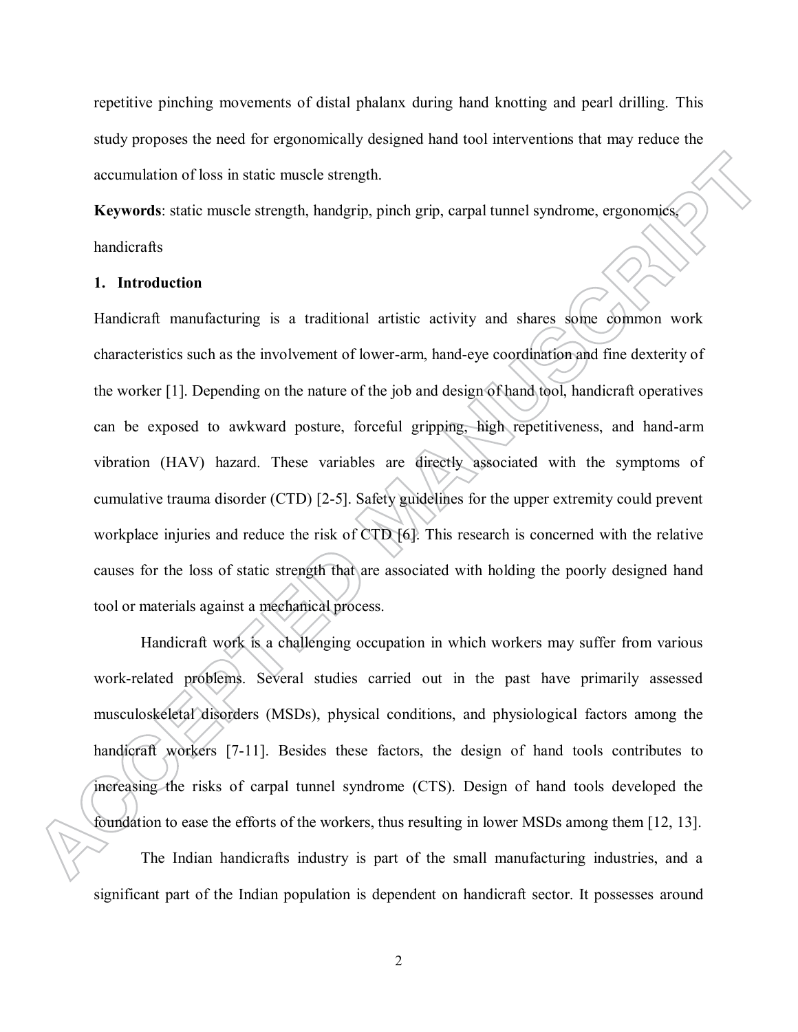repetitive pinching movements of distal phalanx during hand knotting and pearl drilling. This study proposes the need for ergonomically designed hand tool interventions that may reduce the accumulation of loss in static muscle strength.

**Keywords**: static muscle strength, handgrip, pinch grip, carpal tunnel syndrome, ergonomics, handicrafts

## 1. Introduction

Handicraft manufacturing is a traditional artistic activity and shares some common work characteristics such as the involvement of lower-arm, hand-eye coordination and fine dexterity of the worker [1]. Depending on the nature of the job and design of hand tool, handicraft operatives can be exposed to awkward posture, forceful gripping, high repetitiveness, and hand-arm vibration (HAV) hazard. These variables are directly associated with the symptoms of cumulative trauma disorder (CTD) [2-5]. Safety guidelines for the upper extremity could prevent workplace injuries and reduce the risk of CTD [6]. This research is concerned with the relative causes for the loss of static strength that are associated with holding the poorly designed hand tool or materials against a mechanical process.

Handicraft work is a challenging occupation in which workers may suffer from various work-related problems. Several studies carried out in the past have primarily assessed musculoskeletal disorders (MSDs), physical conditions, and physiological factors among the handicraft workers [7-11]. Besides these factors, the design of hand tools contributes to increasing the risks of carpal tunnel syndrome (CTS). Design of hand tools developed the foundation to ease the efforts of the workers, thus resulting in lower MSDs among them [12, 13].

The Indian handicrafts industry is part of the small manufacturing industries, and a significant part of the Indian population is dependent on handicraft sector. It possesses around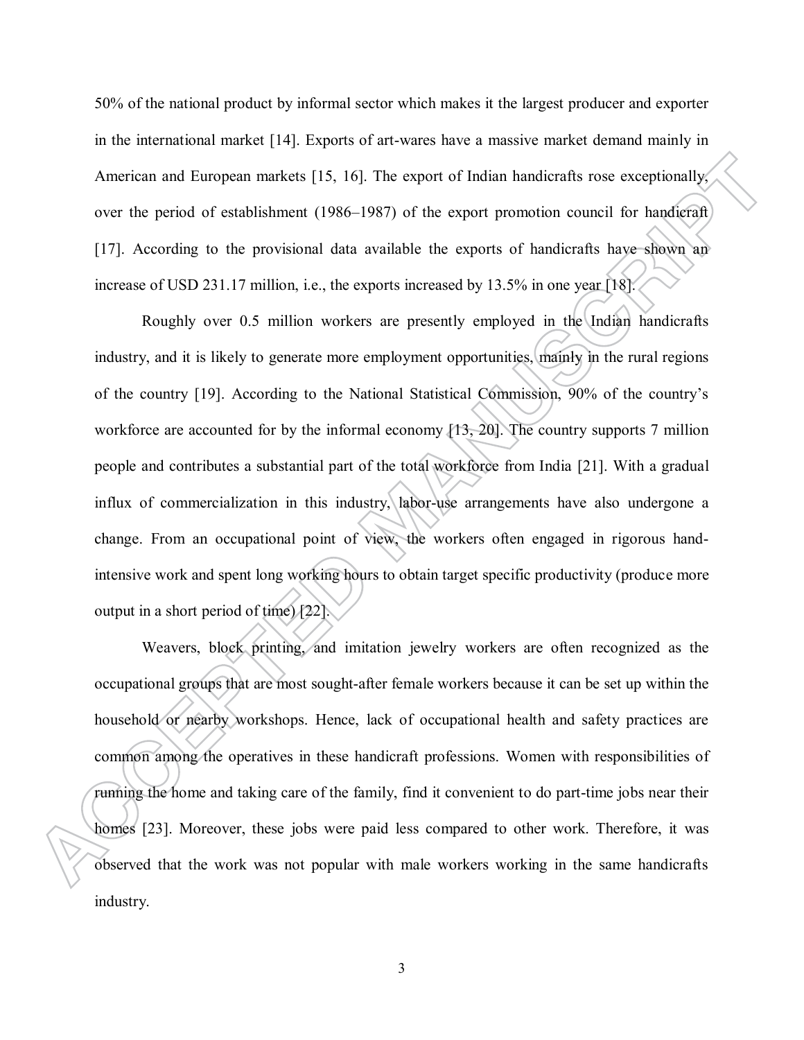50% of the national product by informal sector which makes it the largest producer and exporter in the international market [14]. Exports of art-wares have a massive market demand mainly in American and European markets [15, 16]. The export of Indian handicrafts rose exceptionally, over the period of establishment (1986–1987) of the export promotion council for handicraft [17]. According to the provisional data available the exports of handicrafts have shown an increase of USD 231.17 million, i.e., the exports increased by 13.5% in one year [18].

Roughly over 0.5 million workers are presently employed in the Indian handicrafts industry, and it is likely to generate more employment opportunities, mainly in the rural regions of the country [19]. According to the National Statistical Commission, 90% of the country's workforce are accounted for by the informal economy [13, 20]. The country supports 7 million people and contributes a substantial part of the total workforce from India [21]. With a gradual influx of commercialization in this industry, labor-use arrangements have also undergone a change. From an occupational point of view, the workers often engaged in rigorous hand-intensive work and spent long working hours to obtain target specific productivity (produce more output in a short period of time) [22].

Weavers, block printing, and imitation jewelry workers are often recognized as the occupational groups that are most sought-after female workers because it can be set up within the household or nearby workshops. Hence, lack of occupational health and safety practices are common among the operatives in these handicraft professions. Women with responsibilities of running the home and taking care of the family, find it convenient to do part-time jobs near their homes [23]. Moreover, these jobs were paid less compared to other work. Therefore, it was observed that the work was not popular with male workers working in the same handicrafts industry.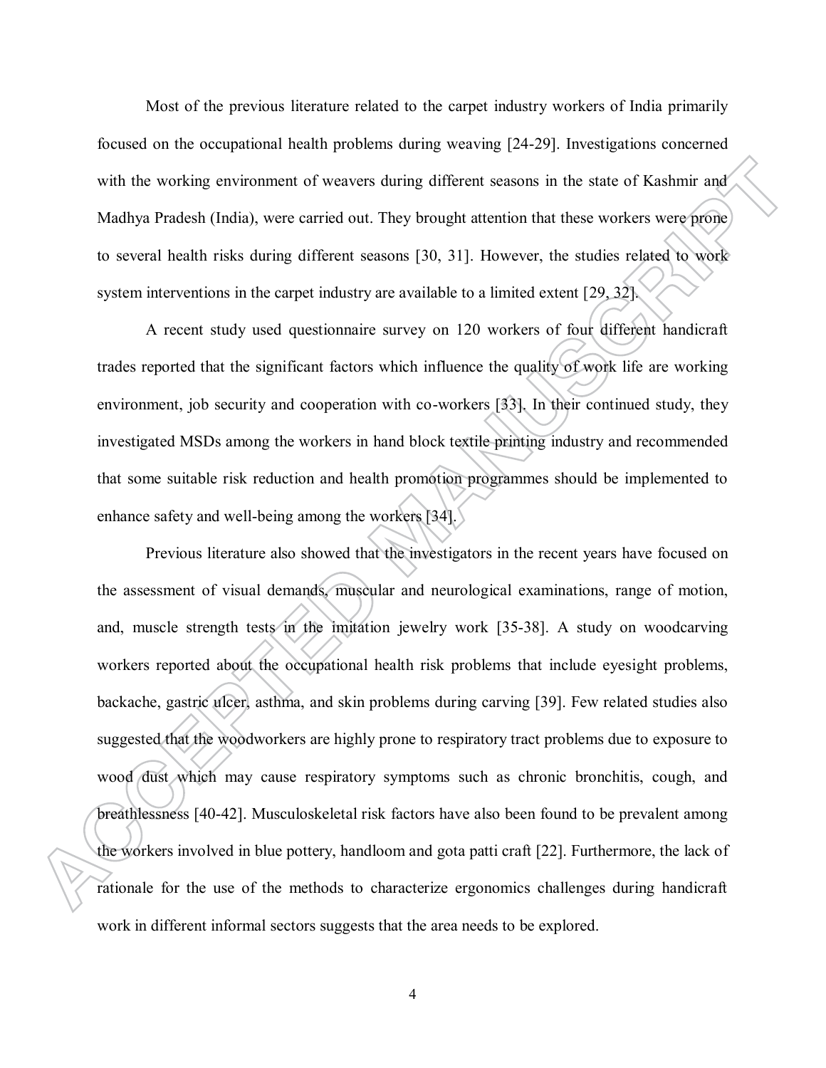Most of the previous literature related to the carpet industry workers of India primarily focused on the occupational health problems during weaving [24-29]. Investigations concerned with the working environment of weavers during different seasons in the state of Kashmir and Madhya Pradesh (India), were carried out. They brought attention that these workers were prone to several health risks during different seasons [30, 31]. However, the studies related to work system interventions in the carpet industry are available to a limited extent [29, 32].

A recent study used questionnaire survey on 120 workers of four different handicraft trades reported that the significant factors which influence the quality of work life are working environment, job security and cooperation with co-workers [33]. In their continued study, they investigated MSDs among the workers in hand block textile printing industry and recommended that some suitable risk reduction and health promotion programmes should be implemented to enhance safety and well-being among the workers [34].

Previous literature also showed that the investigators in the recent years have focused on the assessment of visual demands, muscular and neurological examinations, range of motion, and, muscle strength tests in the imitation jewelry work [35-38]. A study on woodcarving workers reported about the occupational health risk problems that include eyesight problems, backache, gastric ulcer, asthma, and skin problems during carving [39]. Few related studies also suggested that the woodworkers are highly prone to respiratory tract problems due to exposure to wood dust which may cause respiratory symptoms such as chronic bronchitis, cough, and breathlessness [40-42]. Musculoskeletal risk factors have also been found to be prevalent among the workers involved in blue pottery, handloom and gota patti craft [22]. Furthermore, the lack of rationale for the use of the methods to characterize ergonomics challenges during handicraft work in different informal sectors suggests that the area needs to be explored.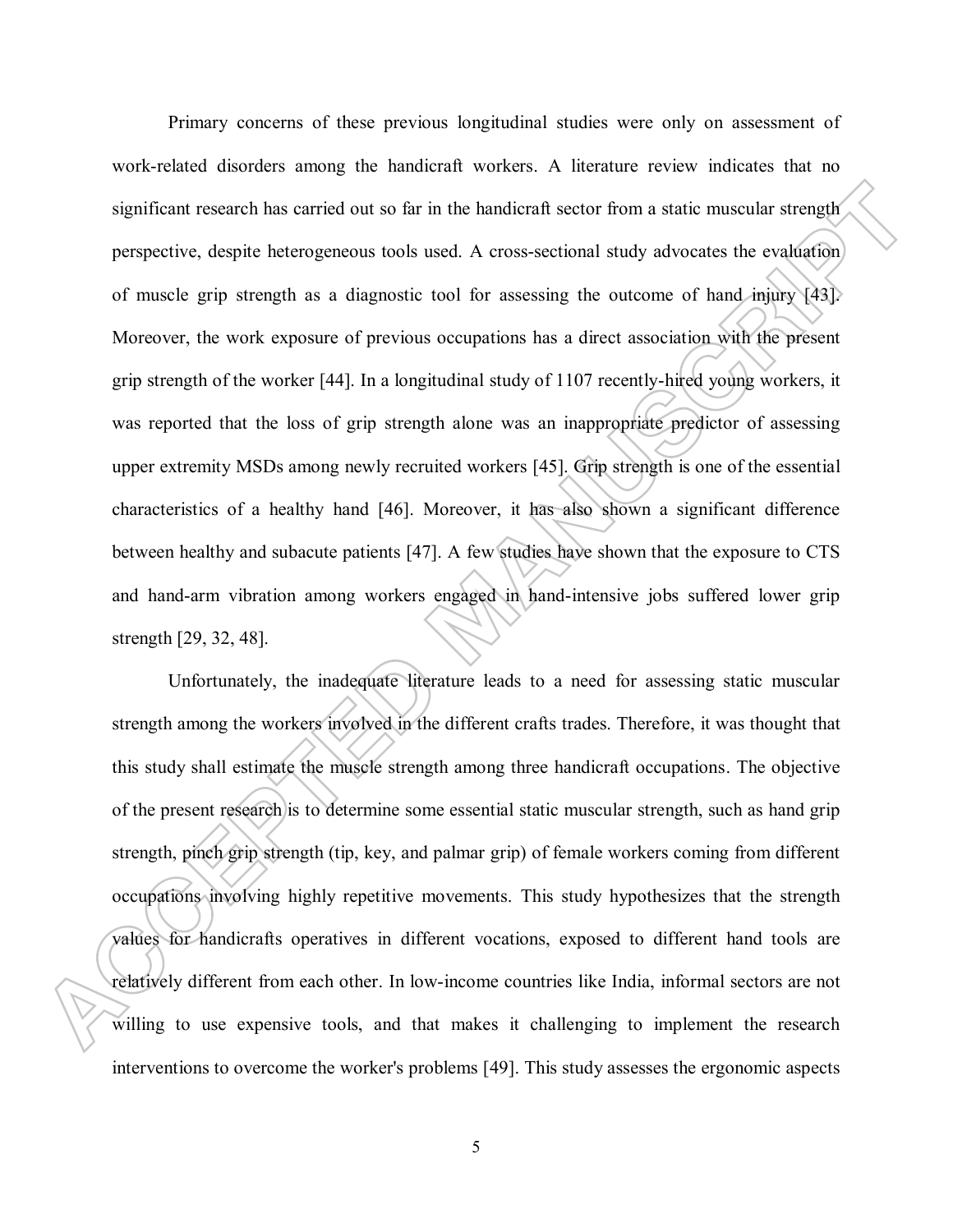Primary concerns of these previous longitudinal studies were only on assessment of work-related disorders among the handicraft workers. A literature review indicates that no significant research has carried out so far in the handicraft sector from a static muscular strength perspective, despite heterogeneous tools used. A cross-sectional study advocates the evaluation of muscle grip strength as a diagnostic tool for assessing the outcome of hand injury [43]. Moreover, the work exposure of previous occupations has a direct association with the present grip strength of the worker [44]. In a longitudinal study of 1107 recently-hired young workers, it was reported that the loss of grip strength alone was an inappropriate predictor of assessing upper extremity MSDs among newly recruited workers [45]. Grip strength is one of the essential characteristics of a healthy hand [46]. Moreover, it has also shown a significant difference between healthy and subacute patients [47]. A few studies have shown that the exposure to CTS and hand-arm vibration among workers engaged in hand-intensive jobs suffered lower grip strength [29, 32, 48].

Unfortunately, the inadequate literature leads to a need for assessing static muscular strength among the workers involved in the different crafts trades. Therefore, it was thought that this study shall estimate the muscle strength among three handicraft occupations. The objective of the present research is to determine some essential static muscular strength, such as hand grip strength, pinch grip strength (tip, key, and palmar grip) of female workers coming from different occupations involving highly repetitive movements. This study hypothesizes that the strength values for handicrafts operatives in different vocations, exposed to different hand tools are relatively different from each other. In low-income countries like India, informal sectors are not willing to use expensive tools, and that makes it challenging to implement the research interventions to overcome the worker's problems [49]. This study assesses the ergonomic aspects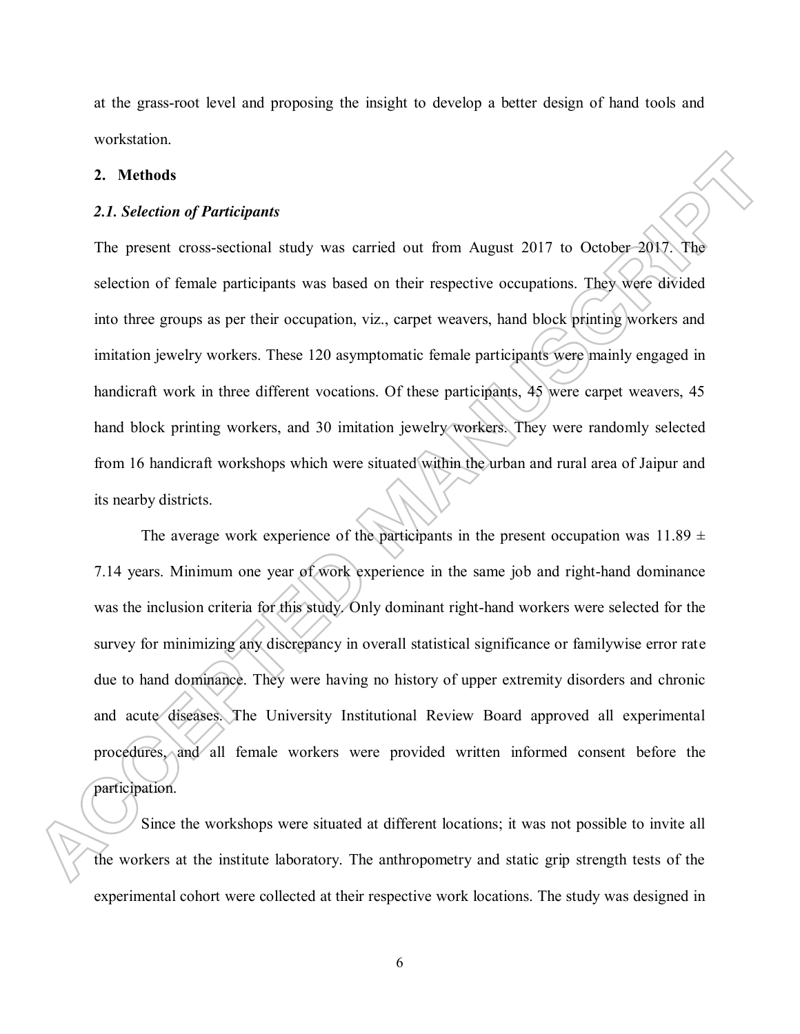at the grass-root level and proposing the insight to develop a better design of hand tools and workstation.

## 2. Methods

### *2.1. Selection of Participants*

The present cross-sectional study was carried out from August 2017 to October 2017. The selection of female participants was based on their respective occupations. They were divided into three groups as per their occupation, viz., carpet weavers, hand block printing workers and imitation jewelry workers. These 120 asymptomatic female participants were mainly engaged in handicraft work in three different vocations. Of these participants, 45 were carpet weavers, 45 hand block printing workers, and 30 imitation jewelry workers. They were randomly selected from 16 handicraft workshops which were situated within the urban and rural area of Jaipur and its nearby districts.

The average work experience of the participants in the present occupation was 11.89 ± 7.14 years. Minimum one year of work experience in the same job and right-hand dominance was the inclusion criteria for this study. Only dominant right-hand workers were selected for the survey for minimizing any discrepancy in overall statistical significance or familywise error rate due to hand dominance. They were having no history of upper extremity disorders and chronic and acute diseases. The University Institutional Review Board approved all experimental procedures, and all female workers were provided written informed consent before the participation.

Since the workshops were situated at different locations; it was not possible to invite all the workers at the institute laboratory. The anthropometry and static grip strength tests of the experimental cohort were collected at their respective work locations. The study was designed in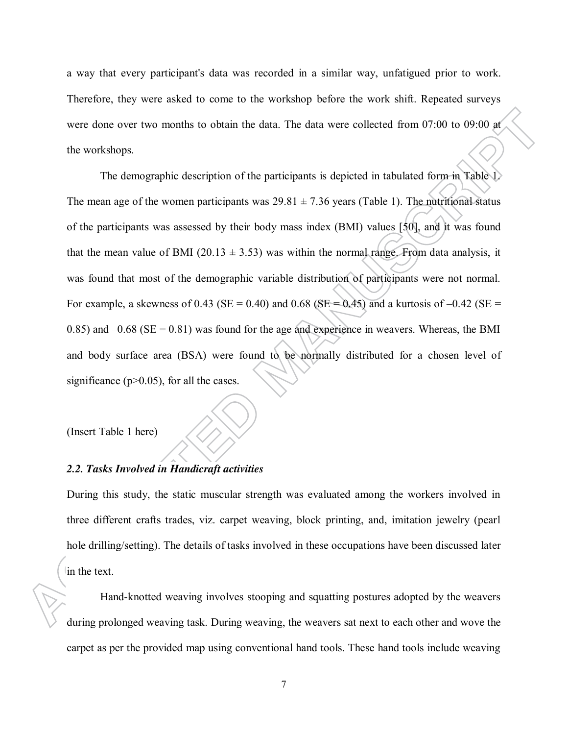a way that every participant's data was recorded in a similar way, unfatigued prior to work. Therefore, they were asked to come to the workshop before the work shift. Repeated surveys were done over two months to obtain the data. The data were collected from 07:00 to 09:00 at the workshops.

The demographic description of the participants is depicted in tabulated form in Table 1. The mean age of the women participants was 29.81 ± 7.36 years (Table 1). The nutritional status of the participants was assessed by their body mass index (BMI) values [50], and it was found that the mean value of BMI (20.13 ± 3.53) was within the normal range. From data analysis, it was found that most of the demographic variable distribution of participants were not normal. For example, a skewness of 0.43 (SE = 0.40) and 0.68 (SE = 0.45) and a kurtosis of –0.42 (SE = 0.85) and –0.68 (SE = 0.81) was found for the age and experience in weavers. Whereas, the BMI and body surface area (BSA) were found to be normally distributed for a chosen level of significance ($p>0.05$), for all the cases.

(Insert Table 1 here)

### *2.2. Tasks Involved in Handicraft activities*

During this study, the static muscular strength was evaluated among the workers involved in three different crafts trades, viz. carpet weaving, block printing, and, imitation jewelry (pearl hole drilling/setting). The details of tasks involved in these occupations have been discussed later in the text.

Hand-knotted weaving involves stooping and squatting postures adopted by the weavers during prolonged weaving task. During weaving, the weavers sat next to each other and wove the carpet as per the provided map using conventional hand tools. These hand tools include weaving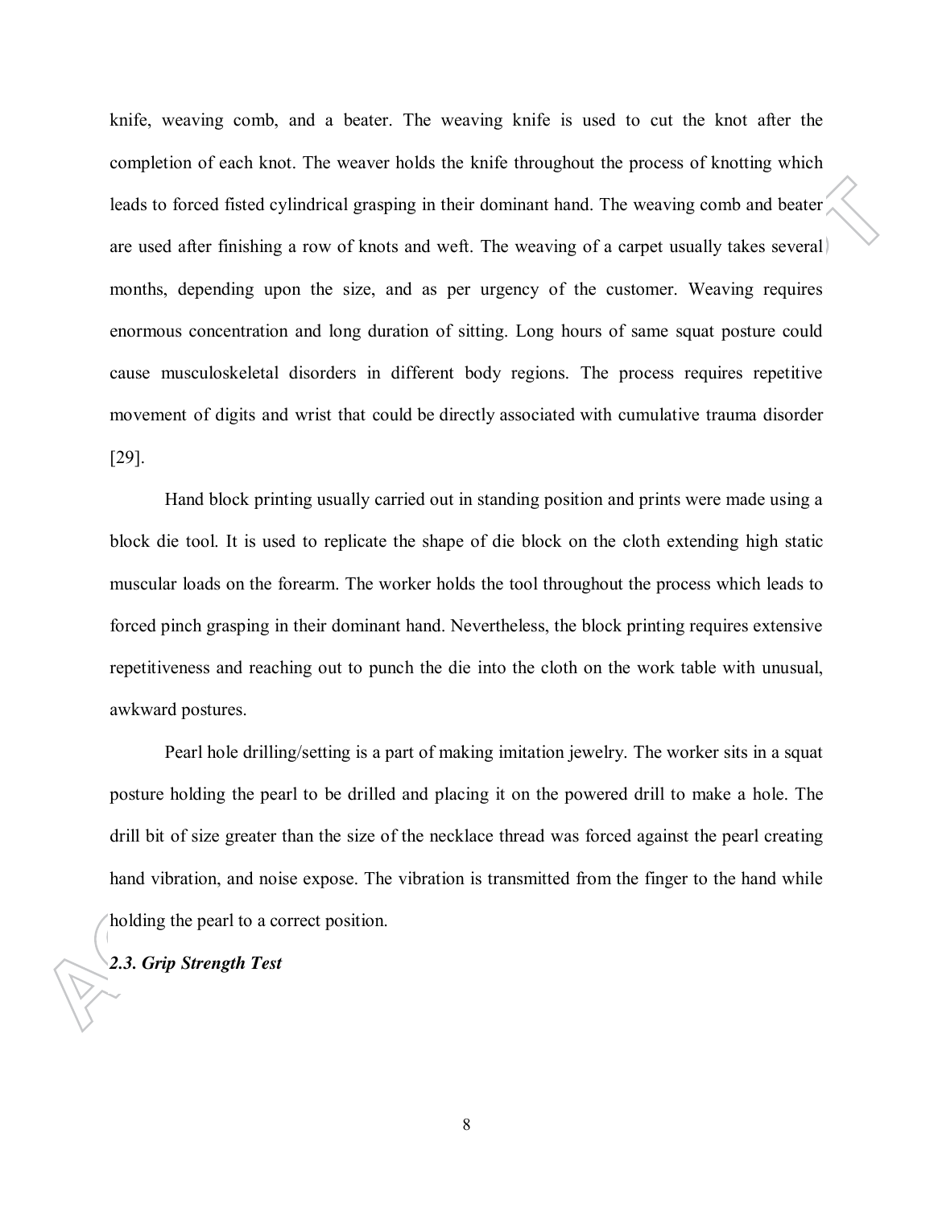knife, weaving comb, and a beater. The weaving knife is used to cut the knot after the completion of each knot. The weaver holds the knife throughout the process of knotting which leads to forced fisted cylindrical grasping in their dominant hand. The weaving comb and beater are used after finishing a row of knots and weft. The weaving of a carpet usually takes several months, depending upon the size, and as per urgency of the customer. Weaving requires enormous concentration and long duration of sitting. Long hours of same squat posture could cause musculoskeletal disorders in different body regions. The process requires repetitive movement of digits and wrist that could be directly associated with cumulative trauma disorder [29].

Hand block printing usually carried out in standing position and prints were made using a block die tool. It is used to replicate the shape of die block on the cloth extending high static muscular loads on the forearm. The worker holds the tool throughout the process which leads to forced pinch grasping in their dominant hand. Nevertheless, the block printing requires extensive repetitiveness and reaching out to punch the die into the cloth on the work table with unusual, awkward postures.

Pearl hole drilling/setting is a part of making imitation jewelry. The worker sits in a squat posture holding the pearl to be drilled and placing it on the powered drill to make a hole. The drill bit of size greater than the size of the necklace thread was forced against the pearl creating hand vibration, and noise expose. The vibration is transmitted from the finger to the hand while holding the pearl to a correct position.

### *2.3. Grip Strength Test*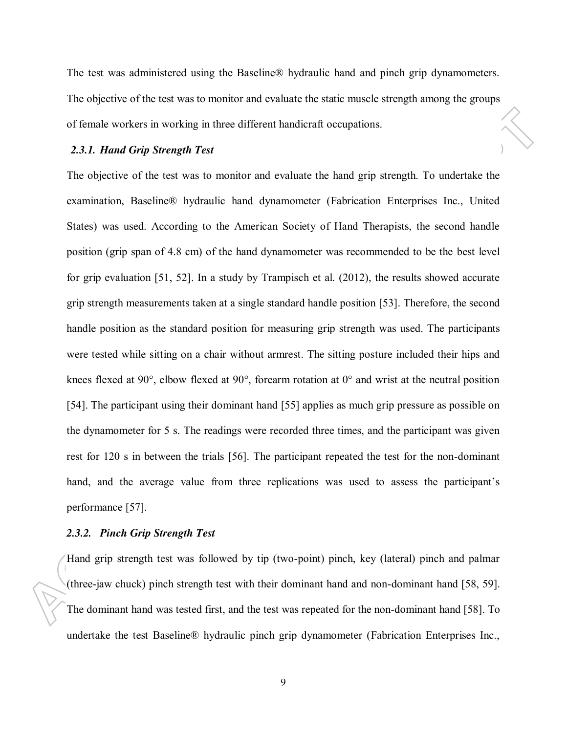The test was administered using the Baseline® hydraulic hand and pinch grip dynamometers. The objective of the test was to monitor and evaluate the static muscle strength among the groups of female workers in working in three different handicraft occupations.

### *2.3.1. Hand Grip Strength Test*

The objective of the test was to monitor and evaluate the hand grip strength. To undertake the examination, Baseline® hydraulic hand dynamometer (Fabrication Enterprises Inc., United States) was used. According to the American Society of Hand Therapists, the second handle position (grip span of 4.8 cm) of the hand dynamometer was recommended to be the best level for grip evaluation [51, 52]. In a study by Trampisch et al. (2012), the results showed accurate grip strength measurements taken at a single standard handle position [53]. Therefore, the second handle position as the standard position for measuring grip strength was used. The participants were tested while sitting on a chair without armrest. The sitting posture included their hips and knees flexed at 90°, elbow flexed at 90°, forearm rotation at 0° and wrist at the neutral position [54]. The participant using their dominant hand [55] applies as much grip pressure as possible on the dynamometer for 5 s. The readings were recorded three times, and the participant was given rest for 120 s in between the trials [56]. The participant repeated the test for the non-dominant hand, and the average value from three replications was used to assess the participant's performance [57].

### *2.3.2. Pinch Grip Strength Test*

Hand grip strength test was followed by tip (two-point) pinch, key (lateral) pinch and palmar (three-jaw chuck) pinch strength test with their dominant hand and non-dominant hand [58, 59]. The dominant hand was tested first, and the test was repeated for the non-dominant hand [58]. To undertake the test Baseline® hydraulic pinch grip dynamometer (Fabrication Enterprises Inc.,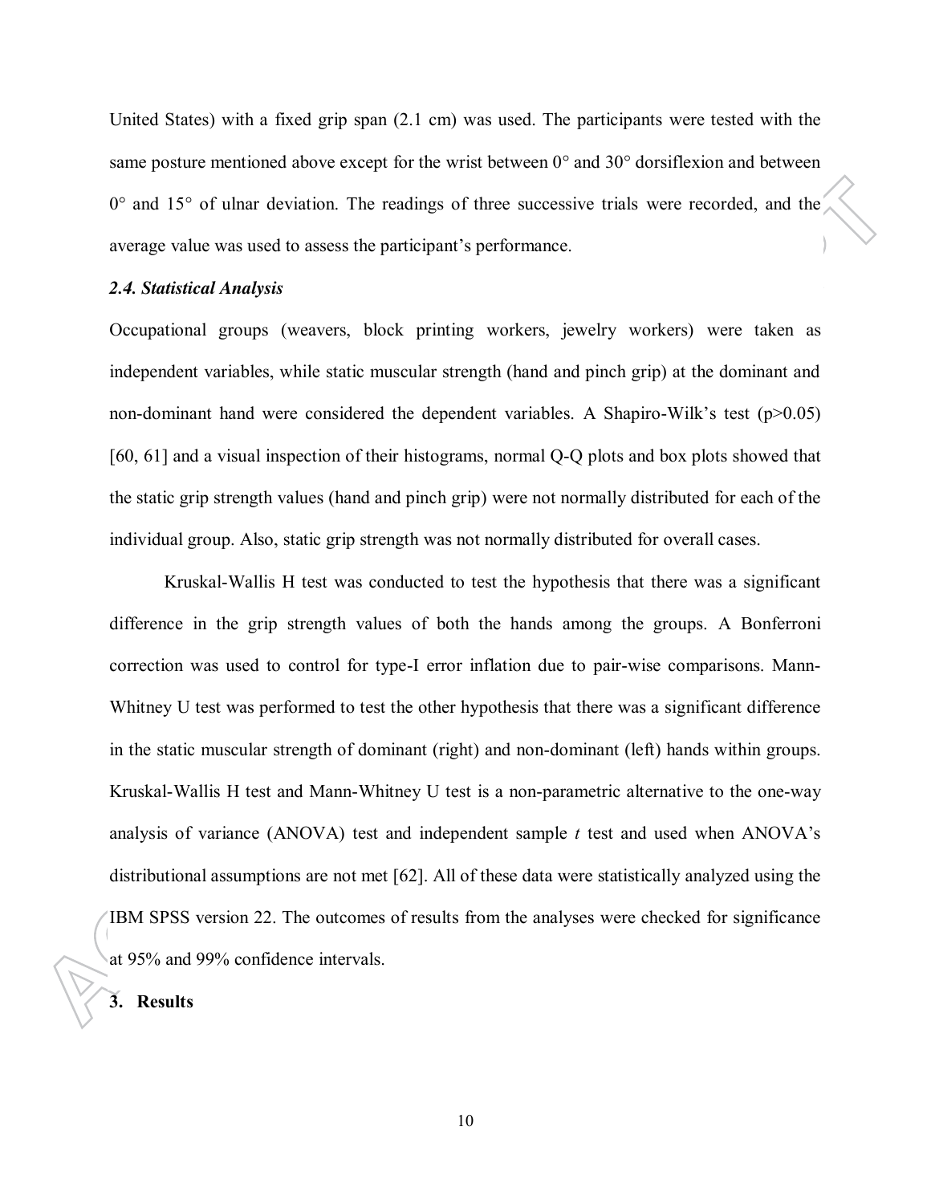United States) with a fixed grip span (2.1 cm) was used. The participants were tested with the same posture mentioned above except for the wrist between 0° and 30° dorsiflexion and between 0° and 15° of ulnar deviation. The readings of three successive trials were recorded, and the average value was used to assess the participant's performance.

### *2.4. Statistical Analysis*

Occupational groups (weavers, block printing workers, jewelry workers) were taken as independent variables, while static muscular strength (hand and pinch grip) at the dominant and non-dominant hand were considered the dependent variables. A Shapiro-Wilk's test ($p>0.05$) [60, 61] and a visual inspection of their histograms, normal Q-Q plots and box plots showed that the static grip strength values (hand and pinch grip) were not normally distributed for each of the individual group. Also, static grip strength was not normally distributed for overall cases.

Kruskal-Wallis H test was conducted to test the hypothesis that there was a significant difference in the grip strength values of both the hands among the groups. A Bonferroni correction was used to control for type-I error inflation due to pair-wise comparisons. Mann-Whitney U test was performed to test the other hypothesis that there was a significant difference in the static muscular strength of dominant (right) and non-dominant (left) hands within groups. Kruskal-Wallis H test and Mann-Whitney U test is a non-parametric alternative to the one-way analysis of variance (ANOVA) test and independent sample *t* test and used when ANOVA's distributional assumptions are not met [62]. All of these data were statistically analyzed using the IBM SPSS version 22. The outcomes of results from the analyses were checked for significance at 95% and 99% confidence intervals.

## 3. Results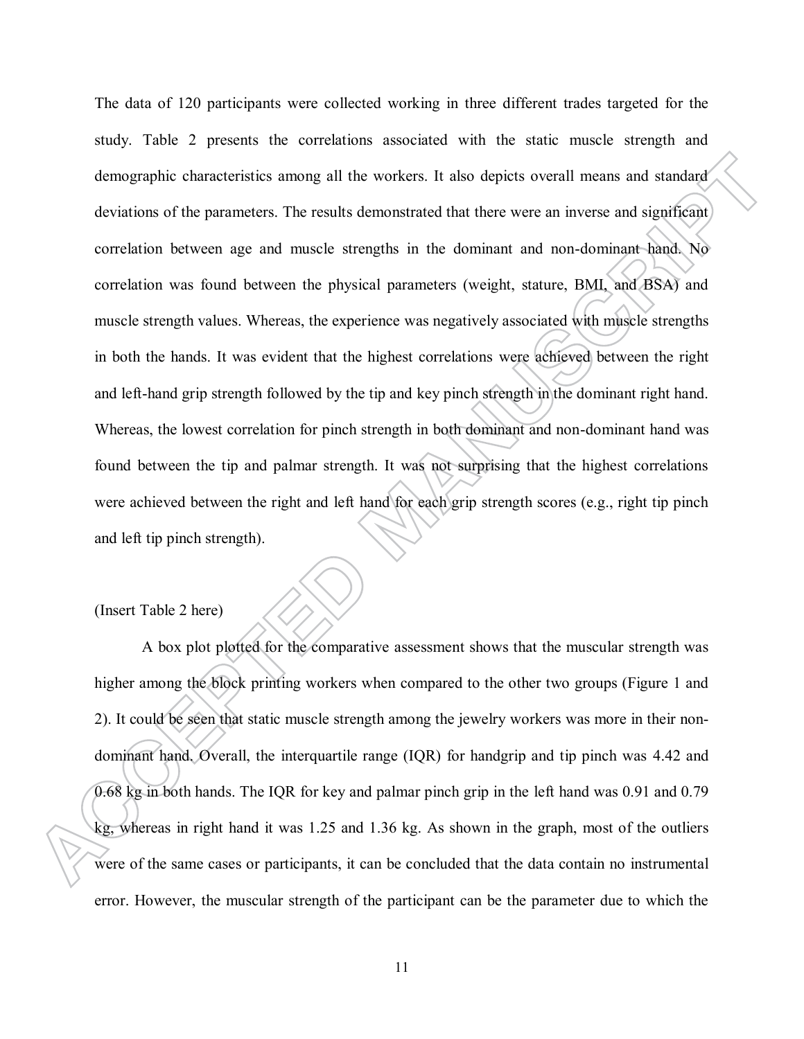The data of 120 participants were collected working in three different trades targeted for the study. Table 2 presents the correlations associated with the static muscle strength and demographic characteristics among all the workers. It also depicts overall means and standard deviations of the parameters. The results demonstrated that there were an inverse and significant correlation between age and muscle strengths in the dominant and non-dominant hand. No correlation was found between the physical parameters (weight, stature, BMI, and BSA) and muscle strength values. Whereas, the experience was negatively associated with muscle strengths in both the hands. It was evident that the highest correlations were achieved between the right and left-hand grip strength followed by the tip and key pinch strength in the dominant right hand. Whereas, the lowest correlation for pinch strength in both dominant and non-dominant hand was found between the tip and palmar strength. It was not surprising that the highest correlations were achieved between the right and left hand for each grip strength scores (e.g., right tip pinch and left tip pinch strength).

(Insert Table 2 here)

A box plot plotted for the comparative assessment shows that the muscular strength was higher among the block printing workers when compared to the other two groups (Figure 1 and 2). It could be seen that static muscle strength among the jewelry workers was more in their non-dominant hand. Overall, the interquartile range (IQR) for handgrip and tip pinch was 4.42 and 0.68 kg in both hands. The IQR for key and palmar pinch grip in the left hand was 0.91 and 0.79 kg, whereas in right hand it was 1.25 and 1.36 kg. As shown in the graph, most of the outliers were of the same cases or participants, it can be concluded that the data contain no instrumental error. However, the muscular strength of the participant can be the parameter due to which the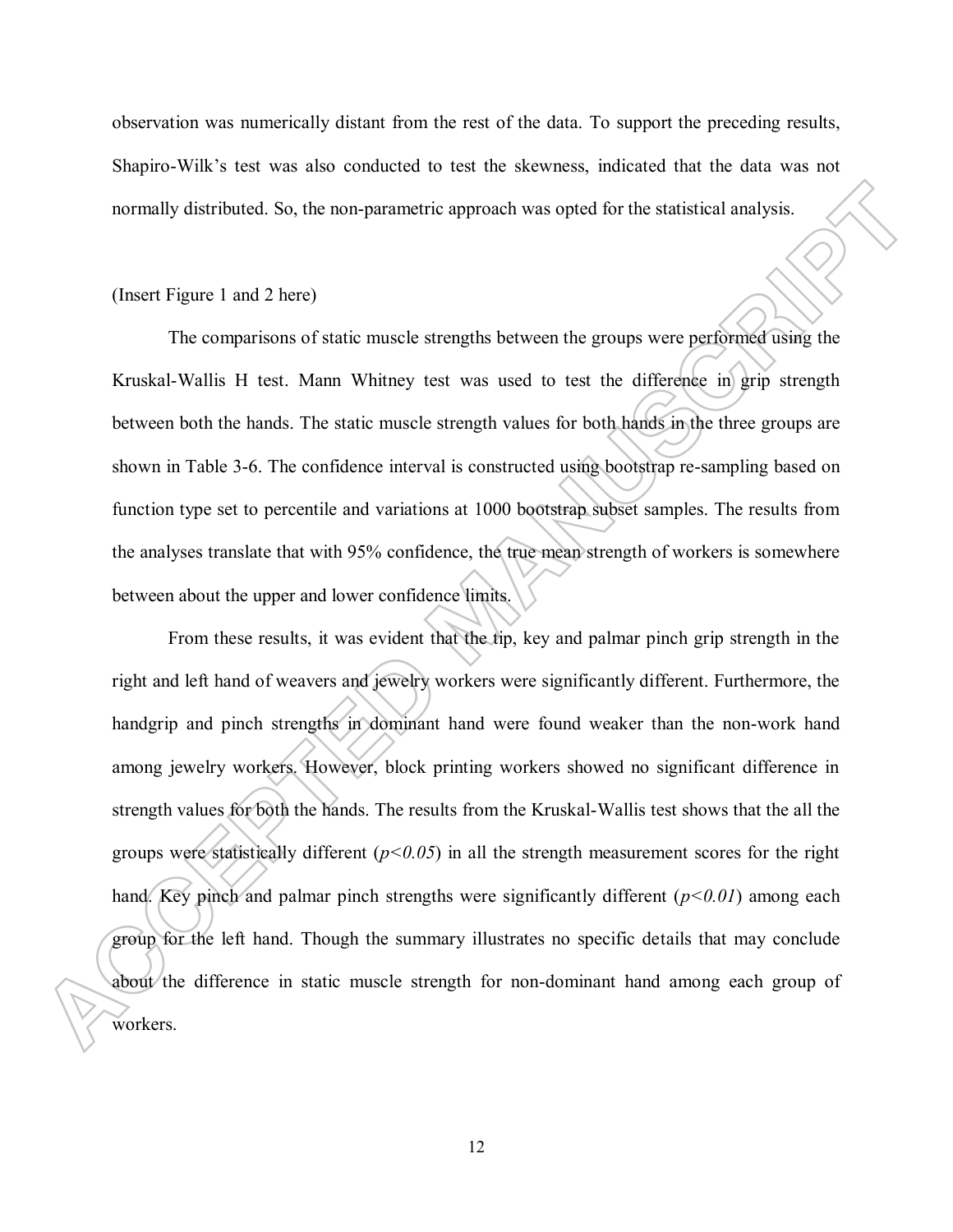observation was numerically distant from the rest of the data. To support the preceding results, Shapiro-Wilk's test was also conducted to test the skewness, indicated that the data was not normally distributed. So, the non-parametric approach was opted for the statistical analysis.

(Insert Figure 1 and 2 here)

The comparisons of static muscle strengths between the groups were performed using the Kruskal-Wallis H test. Mann Whitney test was used to test the difference in grip strength between both the hands. The static muscle strength values for both hands in the three groups are shown in Table 3-6. The confidence interval is constructed using bootstrap re-sampling based on function type set to percentile and variations at 1000 bootstrap subset samples. The results from the analyses translate that with 95% confidence, the true mean strength of workers is somewhere between about the upper and lower confidence limits.

From these results, it was evident that the tip, key and palmar pinch grip strength in the right and left hand of weavers and jewelry workers were significantly different. Furthermore, the handgrip and pinch strengths in dominant hand were found weaker than the non-work hand among jewelry workers. However, block printing workers showed no significant difference in strength values for both the hands. The results from the Kruskal-Wallis test shows that the all the groups were statistically different (*$p<0.05$*) in all the strength measurement scores for the right hand. Key pinch and palmar pinch strengths were significantly different (*$p<0.01$*) among each group for the left hand. Though the summary illustrates no specific details that may conclude about the difference in static muscle strength for non-dominant hand among each group of workers.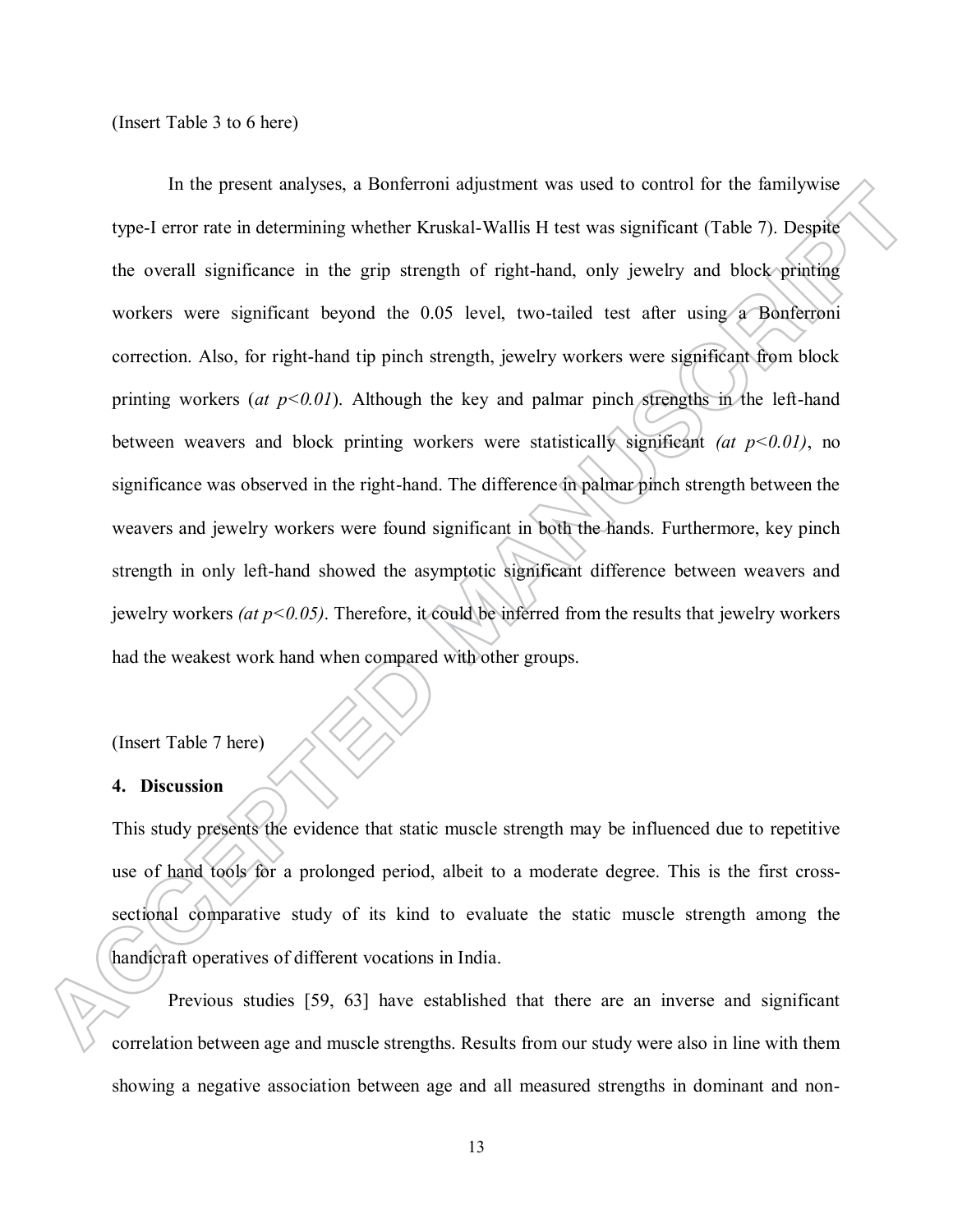(Insert Table 3 to 6 here)

In the present analyses, a Bonferroni adjustment was used to control for the familywise type-I error rate in determining whether Kruskal-Wallis H test was significant (Table 7). Despite the overall significance in the grip strength of right-hand, only jewelry and block printing workers were significant beyond the 0.05 level, two-tailed test after using a Bonferroni correction. Also, for right-hand tip pinch strength, jewelry workers were significant from block printing workers (*at* $p<0.01$). Although the key and palmar pinch strengths in the left-hand between weavers and block printing workers were statistically significant *(at* $p<0.01$*)*, no significance was observed in the right-hand. The difference in palmar pinch strength between the weavers and jewelry workers were found significant in both the hands. Furthermore, key pinch strength in only left-hand showed the asymptotic significant difference between weavers and jewelry workers *(at* $p<0.05$*)*. Therefore, it could be inferred from the results that jewelry workers had the weakest work hand when compared with other groups.

(Insert Table 7 here)

## 4. Discussion

This study presents the evidence that static muscle strength may be influenced due to repetitive use of hand tools for a prolonged period, albeit to a moderate degree. This is the first cross-sectional comparative study of its kind to evaluate the static muscle strength among the handicraft operatives of different vocations in India.

Previous studies [59, 63] have established that there are an inverse and significant correlation between age and muscle strengths. Results from our study were also in line with them showing a negative association between age and all measured strengths in dominant and non-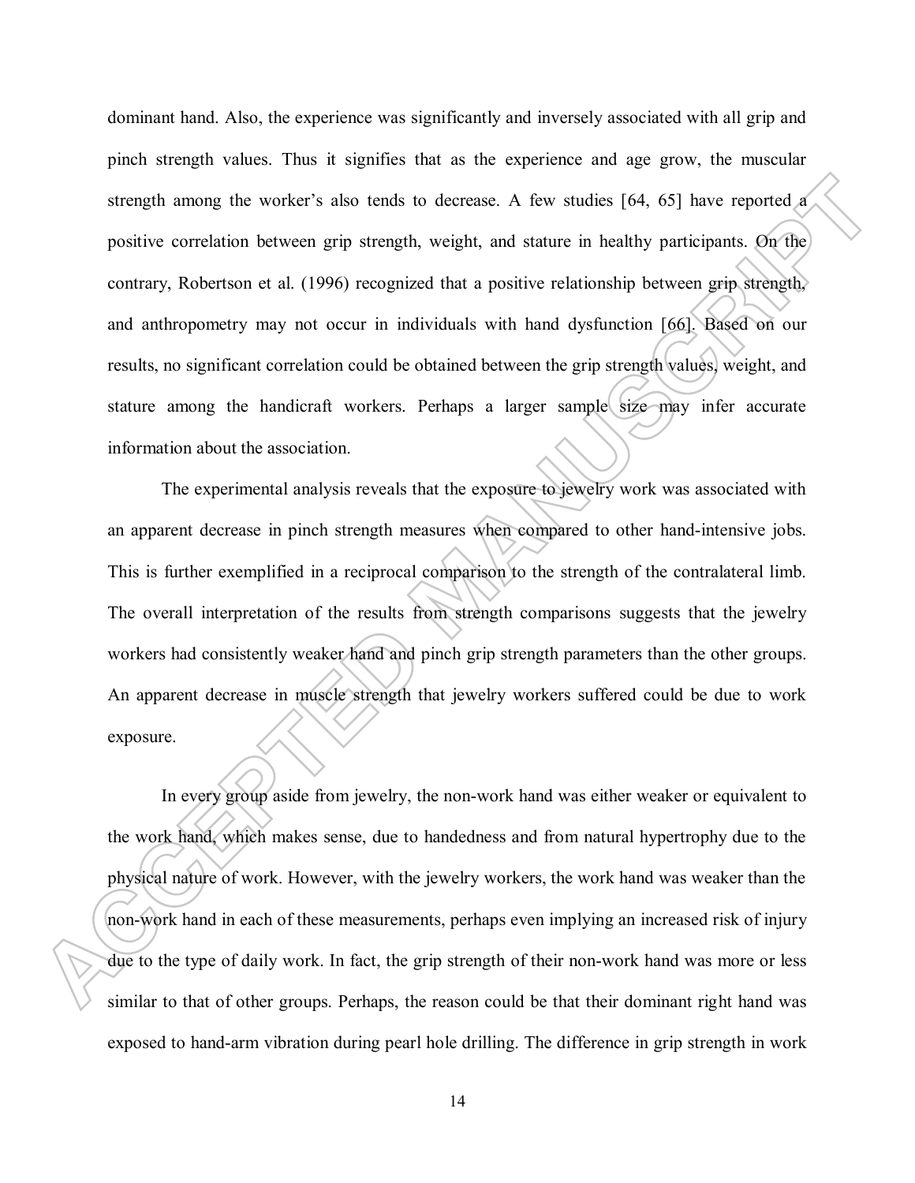dominant hand. Also, the experience was significantly and inversely associated with all grip and pinch strength values. Thus it signifies that as the experience and age grow, the muscular strength among the worker's also tends to decrease. A few studies [64, 65] have reported a positive correlation between grip strength, weight, and stature in healthy participants. On the contrary, Robertson et al. (1996) recognized that a positive relationship between grip strength, and anthropometry may not occur in individuals with hand dysfunction [66]. Based on our results, no significant correlation could be obtained between the grip strength values, weight, and stature among the handicraft workers. Perhaps a larger sample size may infer accurate information about the association.

The experimental analysis reveals that the exposure to jewelry work was associated with an apparent decrease in pinch strength measures when compared to other hand-intensive jobs. This is further exemplified in a reciprocal comparison to the strength of the contralateral limb. The overall interpretation of the results from strength comparisons suggests that the jewelry workers had consistently weaker hand and pinch grip strength parameters than the other groups. An apparent decrease in muscle strength that jewelry workers suffered could be due to work exposure.

In every group aside from jewelry, the non-work hand was either weaker or equivalent to the work hand, which makes sense, due to handedness and from natural hypertrophy due to the physical nature of work. However, with the jewelry workers, the work hand was weaker than the non-work hand in each of these measurements, perhaps even implying an increased risk of injury due to the type of daily work. In fact, the grip strength of their non-work hand was more or less similar to that of other groups. Perhaps, the reason could be that their dominant right hand was exposed to hand-arm vibration during pearl hole drilling. The difference in grip strength in work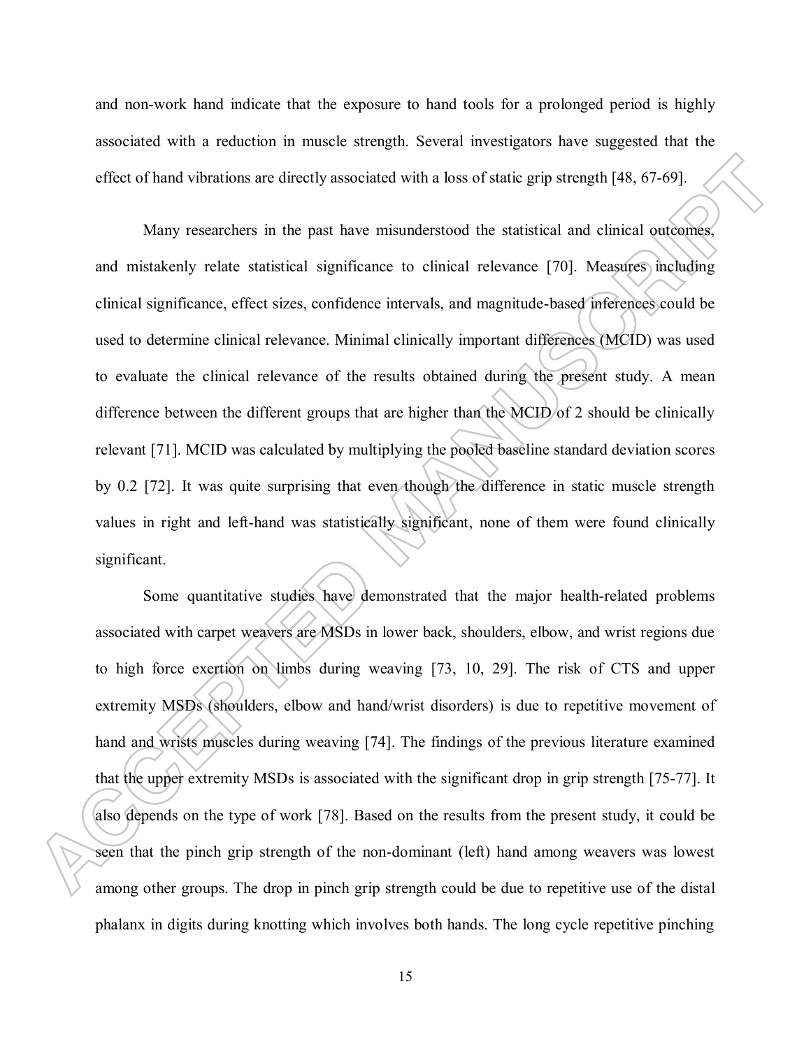and non-work hand indicate that the exposure to hand tools for a prolonged period is highly associated with a reduction in muscle strength. Several investigators have suggested that the effect of hand vibrations are directly associated with a loss of static grip strength [48, 67-69].

Many researchers in the past have misunderstood the statistical and clinical outcomes, and mistakenly relate statistical significance to clinical relevance [70]. Measures including clinical significance, effect sizes, confidence intervals, and magnitude-based inferences could be used to determine clinical relevance. Minimal clinically important differences (MCID) was used to evaluate the clinical relevance of the results obtained during the present study. A mean difference between the different groups that are higher than the MCID of 2 should be clinically relevant [71]. MCID was calculated by multiplying the pooled baseline standard deviation scores by 0.2 [72]. It was quite surprising that even though the difference in static muscle strength values in right and left-hand was statistically significant, none of them were found clinically significant.

Some quantitative studies have demonstrated that the major health-related problems associated with carpet weavers are MSDs in lower back, shoulders, elbow, and wrist regions due to high force exertion on limbs during weaving [73, 10, 29]. The risk of CTS and upper extremity MSDs (shoulders, elbow and hand/wrist disorders) is due to repetitive movement of hand and wrists muscles during weaving [74]. The findings of the previous literature examined that the upper extremity MSDs is associated with the significant drop in grip strength [75-77]. It also depends on the type of work [78]. Based on the results from the present study, it could be seen that the pinch grip strength of the non-dominant (left) hand among weavers was lowest among other groups. The drop in pinch grip strength could be due to repetitive use of the distal phalanx in digits during knotting which involves both hands. The long cycle repetitive pinching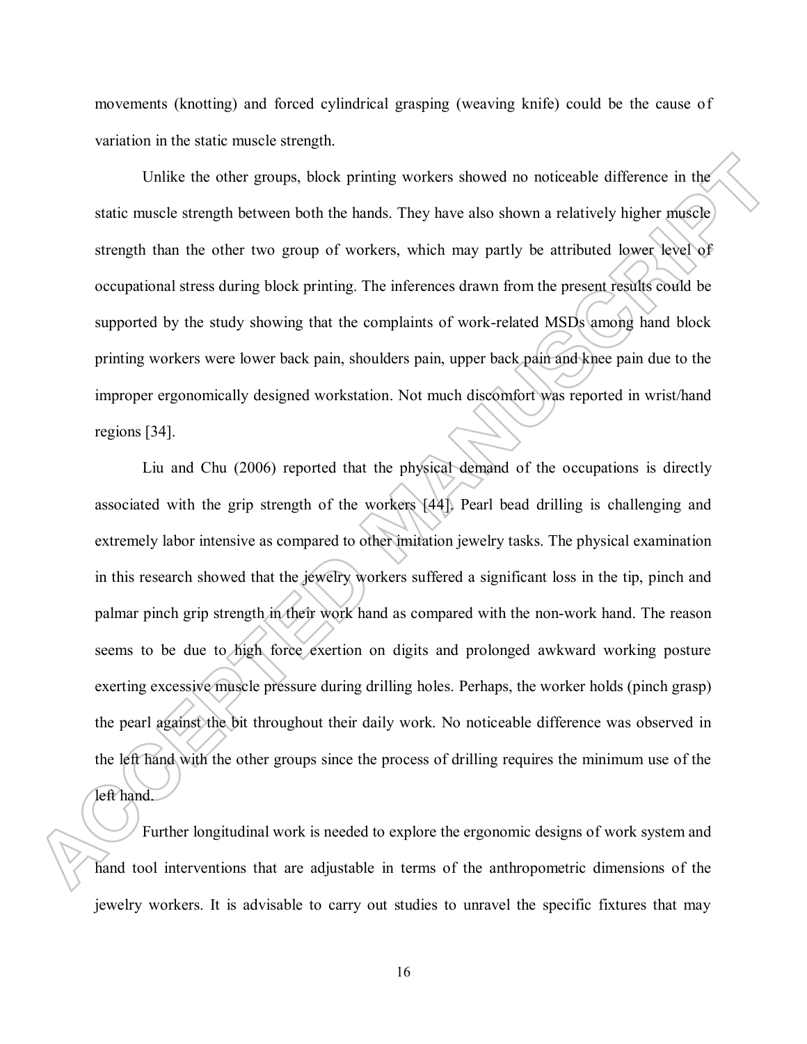movements (knotting) and forced cylindrical grasping (weaving knife) could be the cause of variation in the static muscle strength.

Unlike the other groups, block printing workers showed no noticeable difference in the static muscle strength between both the hands. They have also shown a relatively higher muscle strength than the other two group of workers, which may partly be attributed lower level of occupational stress during block printing. The inferences drawn from the present results could be supported by the study showing that the complaints of work-related MSDs among hand block printing workers were lower back pain, shoulders pain, upper back pain and knee pain due to the improper ergonomically designed workstation. Not much discomfort was reported in wrist/hand regions [34].

Liu and Chu (2006) reported that the physical demand of the occupations is directly associated with the grip strength of the workers [44]. Pearl bead drilling is challenging and extremely labor intensive as compared to other imitation jewelry tasks. The physical examination in this research showed that the jewelry workers suffered a significant loss in the tip, pinch and palmar pinch grip strength in their work hand as compared with the non-work hand. The reason seems to be due to high force exertion on digits and prolonged awkward working posture exerting excessive muscle pressure during drilling holes. Perhaps, the worker holds (pinch grasp) the pearl against the bit throughout their daily work. No noticeable difference was observed in the left hand with the other groups since the process of drilling requires the minimum use of the left hand.

Further longitudinal work is needed to explore the ergonomic designs of work system and hand tool interventions that are adjustable in terms of the anthropometric dimensions of the jewelry workers. It is advisable to carry out studies to unravel the specific fixtures that may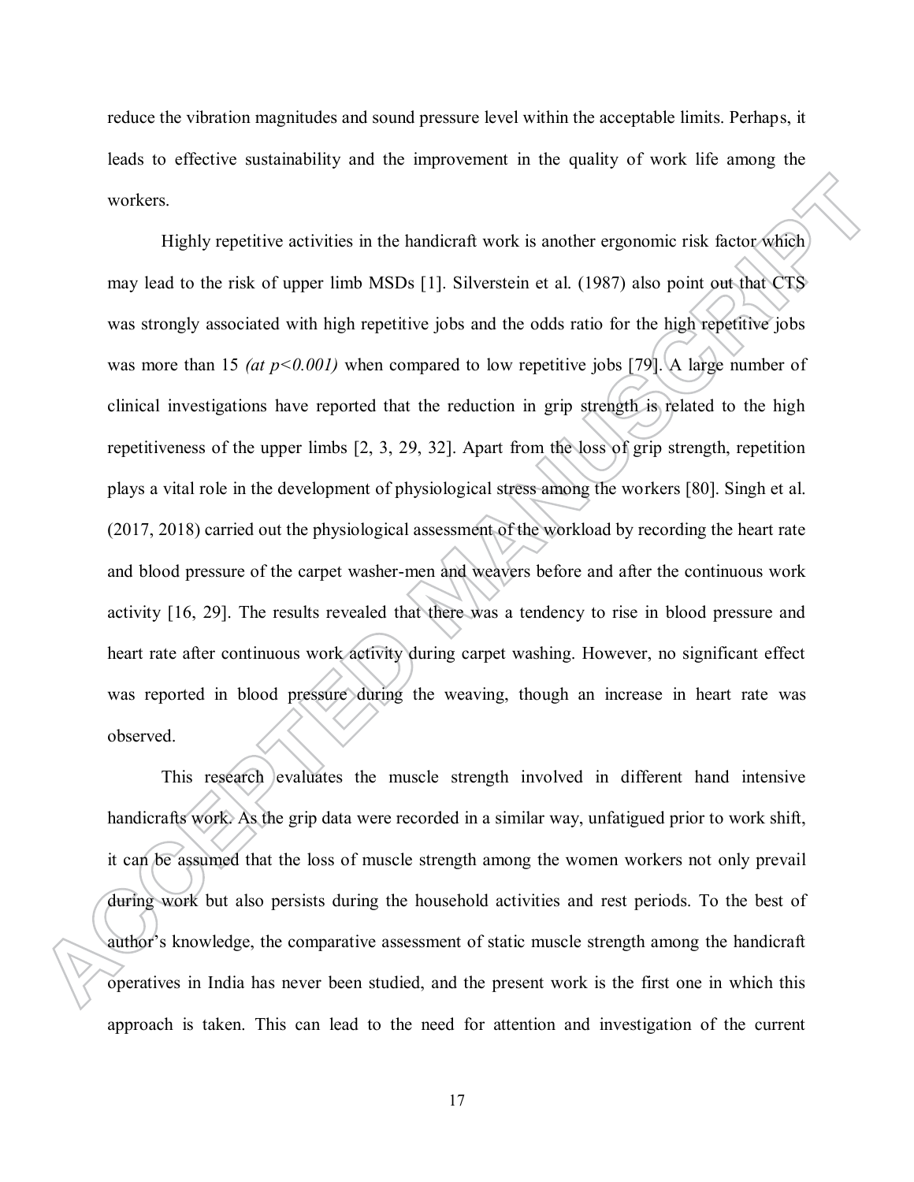reduce the vibration magnitudes and sound pressure level within the acceptable limits. Perhaps, it leads to effective sustainability and the improvement in the quality of work life among the workers.

Highly repetitive activities in the handicraft work is another ergonomic risk factor which may lead to the risk of upper limb MSDs [1]. Silverstein et al. (1987) also point out that CTS was strongly associated with high repetitive jobs and the odds ratio for the high repetitive jobs was more than 15 *(at $p<0.001$)* when compared to low repetitive jobs [79]. A large number of clinical investigations have reported that the reduction in grip strength is related to the high repetitiveness of the upper limbs [2, 3, 29, 32]. Apart from the loss of grip strength, repetition plays a vital role in the development of physiological stress among the workers [80]. Singh et al. (2017, 2018) carried out the physiological assessment of the workload by recording the heart rate and blood pressure of the carpet washer-men and weavers before and after the continuous work activity [16, 29]. The results revealed that there was a tendency to rise in blood pressure and heart rate after continuous work activity during carpet washing. However, no significant effect was reported in blood pressure during the weaving, though an increase in heart rate was observed.

This research evaluates the muscle strength involved in different hand intensive handicrafts work. As the grip data were recorded in a similar way, unfatigued prior to work shift, it can be assumed that the loss of muscle strength among the women workers not only prevail during work but also persists during the household activities and rest periods. To the best of author's knowledge, the comparative assessment of static muscle strength among the handicraft operatives in India has never been studied, and the present work is the first one in which this approach is taken. This can lead to the need for attention and investigation of the current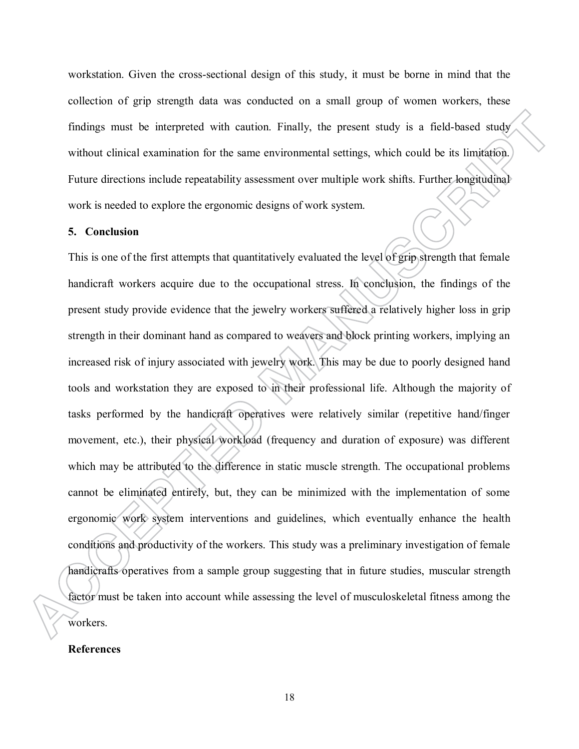workstation. Given the cross-sectional design of this study, it must be borne in mind that the collection of grip strength data was conducted on a small group of women workers, these findings must be interpreted with caution. Finally, the present study is a field-based study without clinical examination for the same environmental settings, which could be its limitation. Future directions include repeatability assessment over multiple work shifts. Further longitudinal work is needed to explore the ergonomic designs of work system.

## 5. Conclusion

This is one of the first attempts that quantitatively evaluated the level of grip strength that female handicraft workers acquire due to the occupational stress. In conclusion, the findings of the present study provide evidence that the jewelry workers suffered a relatively higher loss in grip strength in their dominant hand as compared to weavers and block printing workers, implying an increased risk of injury associated with jewelry work. This may be due to poorly designed hand tools and workstation they are exposed to in their professional life. Although the majority of tasks performed by the handicraft operatives were relatively similar (repetitive hand/finger movement, etc.), their physical workload (frequency and duration of exposure) was different which may be attributed to the difference in static muscle strength. The occupational problems cannot be eliminated entirely, but, they can be minimized with the implementation of some ergonomic work system interventions and guidelines, which eventually enhance the health conditions and productivity of the workers. This study was a preliminary investigation of female handicrafts operatives from a sample group suggesting that in future studies, muscular strength factor must be taken into account while assessing the level of musculoskeletal fitness among the workers.

## References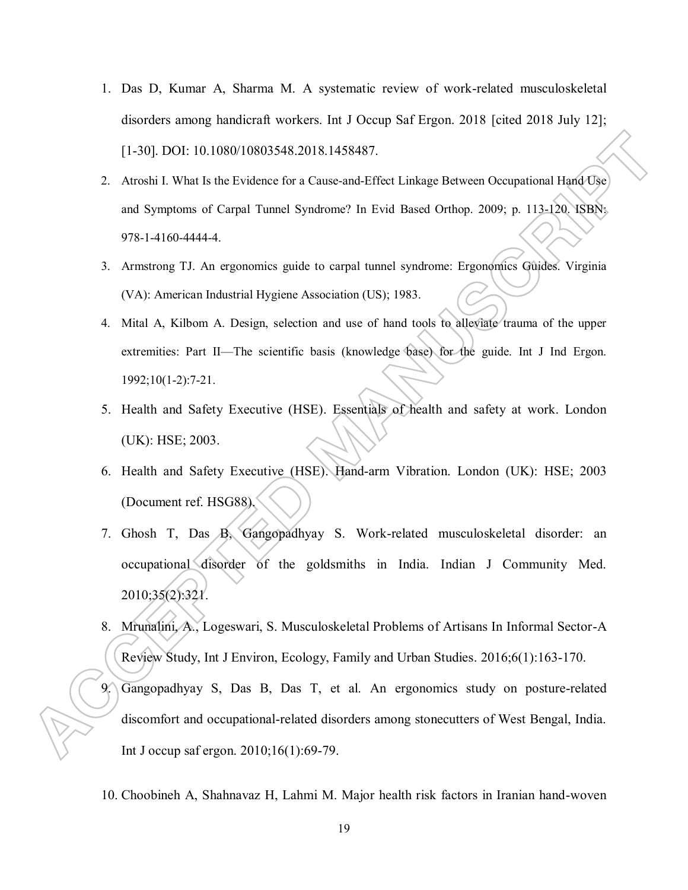1. Das D, Kumar A, Sharma M. A systematic review of work-related musculoskeletal disorders among handicraft workers. Int J Occup Saf Ergon. 2018 [cited 2018 July 12]; [1-30]. DOI: 10.1080/10803548.2018.1458487.
2. Atroshi I. What Is the Evidence for a Cause-and-Effect Linkage Between Occupational Hand Use and Symptoms of Carpal Tunnel Syndrome? In Evid Based Orthop. 2009; p. 113-120. ISBN: 978-1-4160-4444-4.
3. Armstrong TJ. An ergonomics guide to carpal tunnel syndrome: Ergonomics Guides. Virginia (VA): American Industrial Hygiene Association (US); 1983.
4. Mital A, Kilbom A. Design, selection and use of hand tools to alleviate trauma of the upper extremities: Part II—The scientific basis (knowledge base) for the guide. Int J Ind Ergon. 1992;10(1-2):7-21.
5. Health and Safety Executive (HSE). Essentials of health and safety at work. London (UK): HSE; 2003.
6. Health and Safety Executive (HSE). Hand-arm Vibration. London (UK): HSE; 2003 (Document ref. HSG88).
7. Ghosh T, Das B, Gangopadhyay S. Work-related musculoskeletal disorder: an occupational disorder of the goldsmiths in India. Indian J Community Med. 2010;35(2):321.
8. Mrunalini, A., Logeswari, S. Musculoskeletal Problems of Artisans In Informal Sector-A Review Study, Int J Environ, Ecology, Family and Urban Studies. 2016;6(1):163-170.
9. Gangopadhyay S, Das B, Das T, et al. An ergonomics study on posture-related discomfort and occupational-related disorders among stonecutters of West Bengal, India. Int J occup saf ergon. 2010;16(1):69-79.
10. Choobineh A, Shahnavaz H, Lahmi M. Major health risk factors in Iranian hand-woven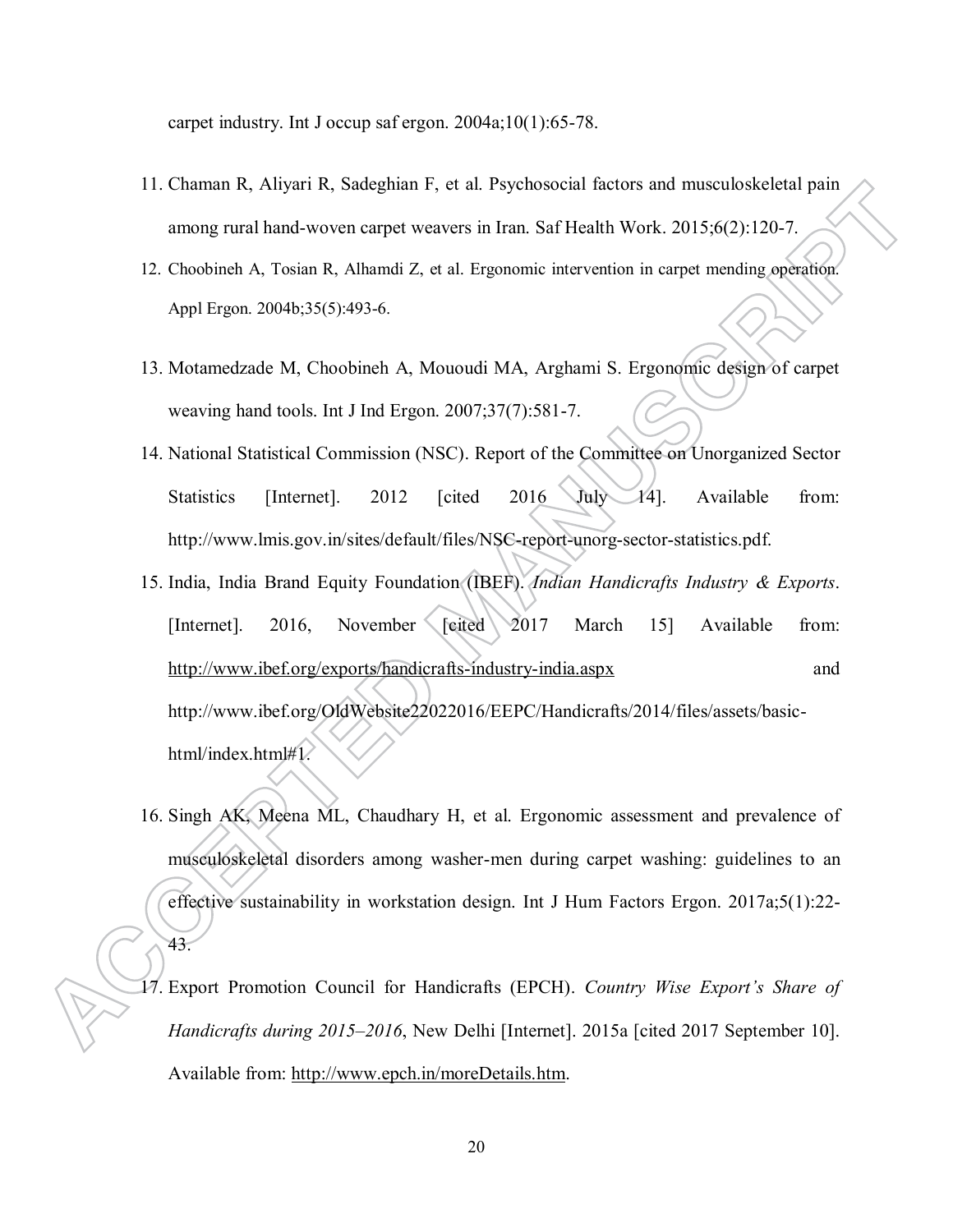carpet industry. Int J occup saf ergon. 2004a;10(1):65-78.

11. Chaman R, Aliyari R, Sadeghian F, et al. Psychosocial factors and musculoskeletal pain among rural hand-woven carpet weavers in Iran. Saf Health Work. 2015;6(2):120-7.
12. Choobineh A, Tosian R, Alhamdi Z, et al. Ergonomic intervention in carpet mending operation. Appl Ergon. 2004b;35(5):493-6.
13. Motamedzade M, Choobineh A, Mououdi MA, Arghami S. Ergonomic design of carpet weaving hand tools. Int J Ind Ergon. 2007;37(7):581-7.
14. National Statistical Commission (NSC). Report of the Committee on Unorganized Sector Statistics [Internet]. 2012 [cited 2016 July 14]. Available from: http://www.lmis.gov.in/sites/default/files/NSC-report-unorg-sector-statistics.pdf.
15. India, India Brand Equity Foundation (IBEF). *Indian Handicrafts Industry & Exports*. [Internet]. 2016, November [cited 2017 March 15] Available from: http://www.ibef.org/exports/handicrafts-industry-india.aspx and http://www.ibef.org/OldWebsite22022016/EEPC/Handicrafts/2014/files/assets/basic-html/index.html#1.
16. Singh AK, Meena ML, Chaudhary H, et al. Ergonomic assessment and prevalence of musculoskeletal disorders among washer-men during carpet washing: guidelines to an effective sustainability in workstation design. Int J Hum Factors Ergon. 2017a;5(1):22-43.
17. Export Promotion Council for Handicrafts (EPCH). *Country Wise Export's Share of Handicrafts during 2015–2016*, New Delhi [Internet]. 2015a [cited 2017 September 10]. Available from: http://www.epch.in/moreDetails.htm.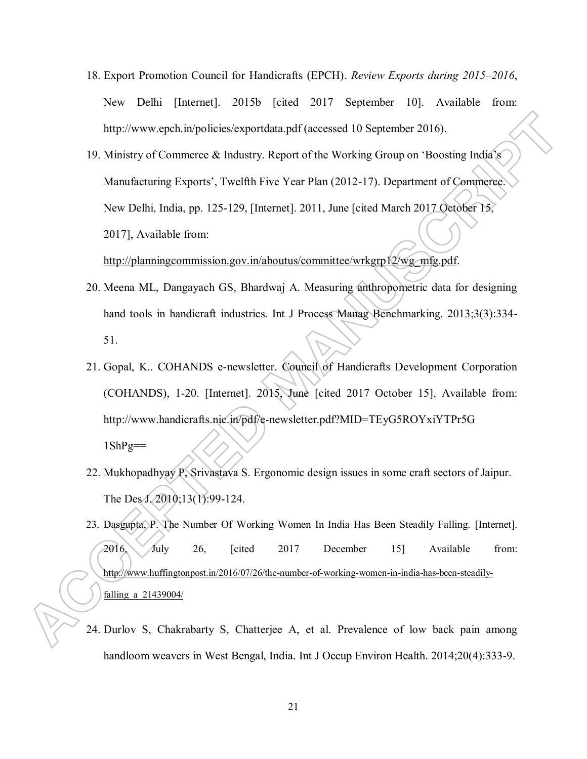18. Export Promotion Council for Handicrafts (EPCH). *Review Exports during 2015–2016*, New Delhi [Internet]. 2015b [cited 2017 September 10]. Available from: http://www.epch.in/policies/exportdata.pdf (accessed 10 September 2016).

19. Ministry of Commerce & Industry. Report of the Working Group on 'Boosting India's Manufacturing Exports', Twelfth Five Year Plan (2012-17). Department of Commerce. New Delhi, India, pp. 125-129, [Internet]. 2011, June [cited March 2017 October 15, 2017], Available from: http://planningcommission.gov.in/aboutus/committee/wrkgrp12/wg_mfg.pdf.

20. Meena ML, Dangayach GS, Bhardwaj A. Measuring anthropometric data for designing hand tools in handicraft industries. Int J Process Manag Benchmarking. 2013;3(3):334-51.

21. Gopal, K.. COHANDS e-newsletter. Council of Handicrafts Development Corporation (COHANDS), 1-20. [Internet]. 2015, June [cited 2017 October 15], Available from: http://www.handicrafts.nic.in/pdf/e-newsletter.pdf?MID=TEyG5ROYxiYTPr5G1ShPg==

22. Mukhopadhyay P, Srivastava S. Ergonomic design issues in some craft sectors of Jaipur. The Des J. 2010;13(1):99-124.

23. Dasgupta, P. The Number Of Working Women In India Has Been Steadily Falling. [Internet]. 2016, July 26, [cited 2017 December 15] Available from: http://www.huffingtonpost.in/2016/07/26/the-number-of-working-women-in-india-has-been-steadily-falling_a_21439004/

24. Durlov S, Chakrabarty S, Chatterjee A, et al. Prevalence of low back pain among handloom weavers in West Bengal, India. Int J Occup Environ Health. 2014;20(4):333-9.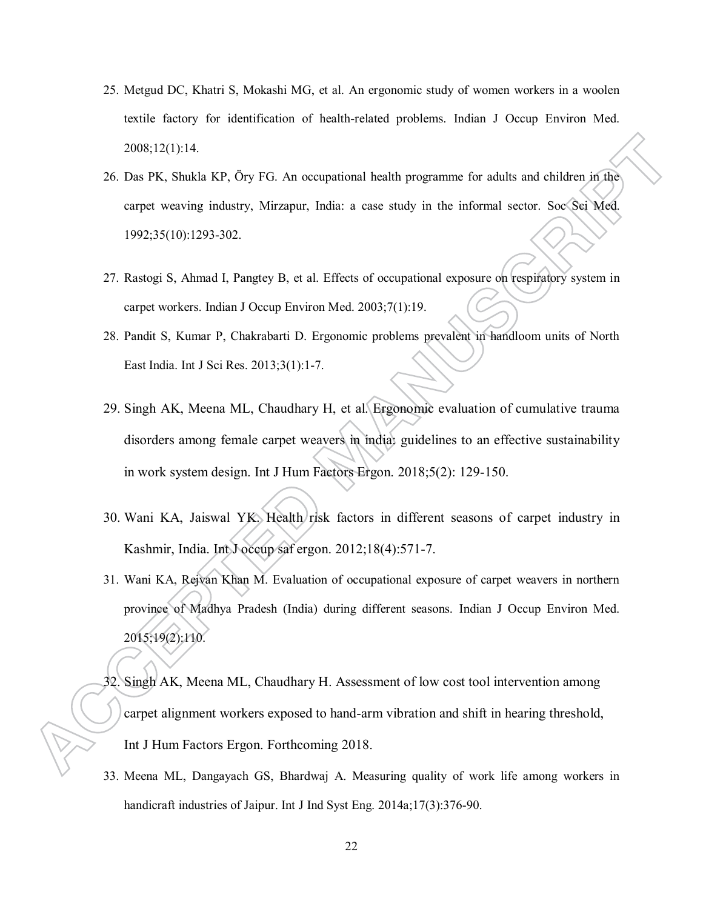25. Metgud DC, Khatri S, Mokashi MG, et al. An ergonomic study of women workers in a woolen textile factory for identification of health-related problems. Indian J Occup Environ Med. 2008;12(1):14.

26. Das PK, Shukla KP, Öry FG. An occupational health programme for adults and children in the carpet weaving industry, Mirzapur, India: a case study in the informal sector. Soc Sci Med. 1992;35(10):1293-302.

27. Rastogi S, Ahmad I, Pangtey B, et al. Effects of occupational exposure on respiratory system in carpet workers. Indian J Occup Environ Med. 2003;7(1):19.

28. Pandit S, Kumar P, Chakrabarti D. Ergonomic problems prevalent in handloom units of North East India. Int J Sci Res. 2013;3(1):1-7.

29. Singh AK, Meena ML, Chaudhary H, et al. Ergonomic evaluation of cumulative trauma disorders among female carpet weavers in india: guidelines to an effective sustainability in work system design. Int J Hum Factors Ergon. 2018;5(2): 129-150.

30. Wani KA, Jaiswal YK. Health risk factors in different seasons of carpet industry in Kashmir, India. Int J occup saf ergon. 2012;18(4):571-7.

31. Wani KA, Rejvan Khan M. Evaluation of occupational exposure of carpet weavers in northern province of Madhya Pradesh (India) during different seasons. Indian J Occup Environ Med. 2015;19(2):110.

32. Singh AK, Meena ML, Chaudhary H. Assessment of low cost tool intervention among carpet alignment workers exposed to hand-arm vibration and shift in hearing threshold, Int J Hum Factors Ergon. Forthcoming 2018.

33. Meena ML, Dangayach GS, Bhardwaj A. Measuring quality of work life among workers in handicraft industries of Jaipur. Int J Ind Syst Eng. 2014a;17(3):376-90.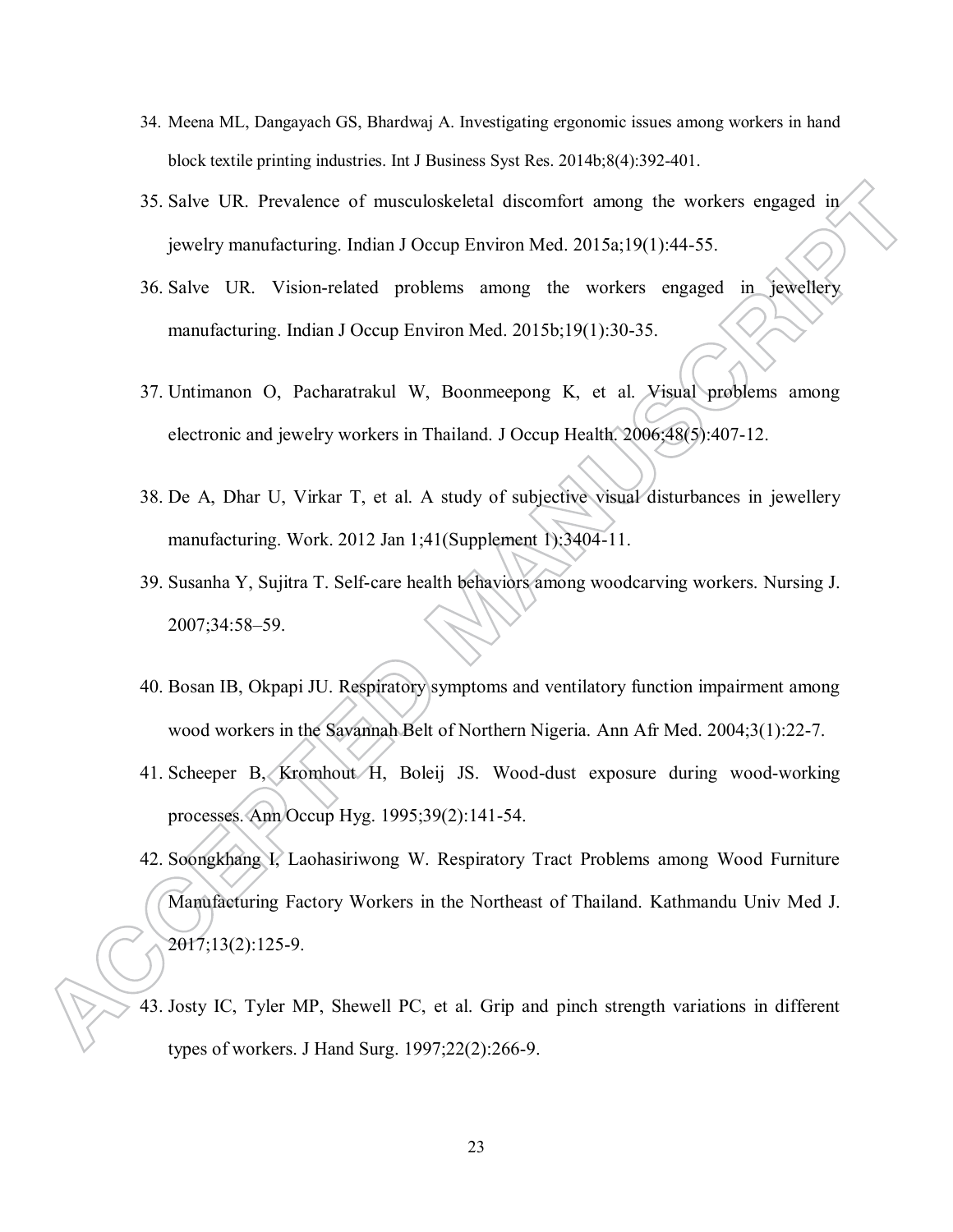34. Meena ML, Dangayach GS, Bhardwaj A. Investigating ergonomic issues among workers in hand block textile printing industries. Int J Business Syst Res. 2014b;8(4):392-401.
35. Salve UR. Prevalence of musculoskeletal discomfort among the workers engaged in jewelry manufacturing. Indian J Occup Environ Med. 2015a;19(1):44-55.
36. Salve UR. Vision-related problems among the workers engaged in jewellery manufacturing. Indian J Occup Environ Med. 2015b;19(1):30-35.
37. Untimanon O, Pacharatrakul W, Boonmeepong K, et al. Visual problems among electronic and jewelry workers in Thailand. J Occup Health. 2006;48(5):407-12.
38. De A, Dhar U, Virkar T, et al. A study of subjective visual disturbances in jewellery manufacturing. Work. 2012 Jan 1;41(Supplement 1):3404-11.
39. Susanha Y, Sujitra T. Self-care health behaviors among woodcarving workers. Nursing J. 2007;34:58–59.
40. Bosan IB, Okpapi JU. Respiratory symptoms and ventilatory function impairment among wood workers in the Savannah Belt of Northern Nigeria. Ann Afr Med. 2004;3(1):22-7.
41. Scheeper B, Kromhout H, Boleij JS. Wood-dust exposure during wood-working processes. Ann Occup Hyg. 1995;39(2):141-54.
42. Soongkhang I, Laohasiriwong W. Respiratory Tract Problems among Wood Furniture Manufacturing Factory Workers in the Northeast of Thailand. Kathmandu Univ Med J. 2017;13(2):125-9.
43. Josty IC, Tyler MP, Shewell PC, et al. Grip and pinch strength variations in different types of workers. J Hand Surg. 1997;22(2):266-9.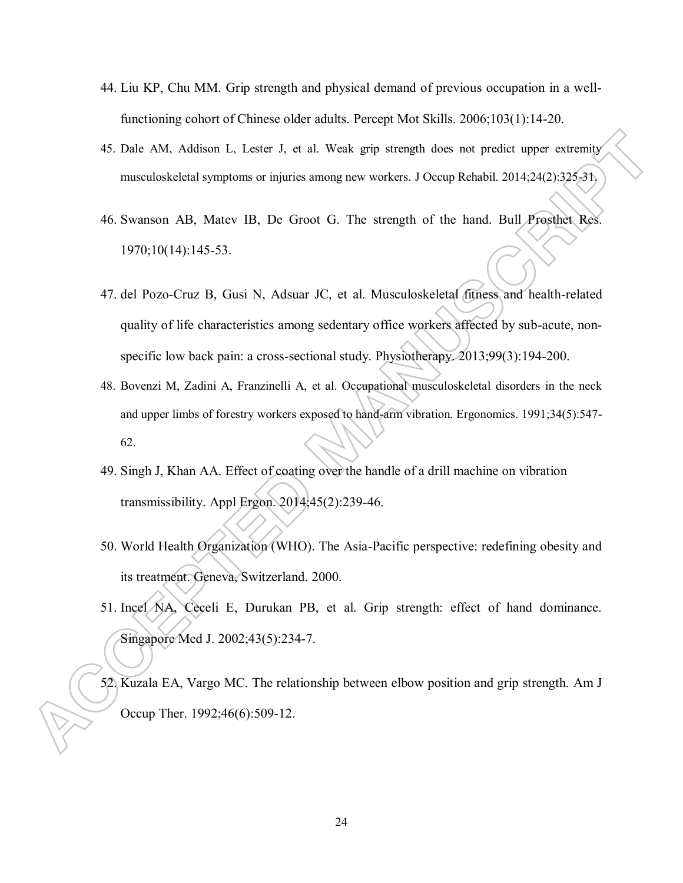44. Liu KP, Chu MM. Grip strength and physical demand of previous occupation in a well-functioning cohort of Chinese older adults. Percept Mot Skills. 2006;103(1):14-20.
45. Dale AM, Addison L, Lester J, et al. Weak grip strength does not predict upper extremity musculoskeletal symptoms or injuries among new workers. J Occup Rehabil. 2014;24(2):325-31.
46. Swanson AB, Matev IB, De Groot G. The strength of the hand. Bull Prosthet Res. 1970;10(14):145-53.
47. del Pozo-Cruz B, Gusi N, Adsuar JC, et al. Musculoskeletal fitness and health-related quality of life characteristics among sedentary office workers affected by sub-acute, non-specific low back pain: a cross-sectional study. Physiotherapy. 2013;99(3):194-200.
48. Bovenzi M, Zadini A, Franzinelli A, et al. Occupational musculoskeletal disorders in the neck and upper limbs of forestry workers exposed to hand-arm vibration. Ergonomics. 1991;34(5):547-62.
49. Singh J, Khan AA. Effect of coating over the handle of a drill machine on vibration transmissibility. Appl Ergon. 2014;45(2):239-46.
50. World Health Organization (WHO). The Asia-Pacific perspective: redefining obesity and its treatment. Geneva, Switzerland. 2000.
51. Incel NA, Ceceli E, Durukan PB, et al. Grip strength: effect of hand dominance. Singapore Med J. 2002;43(5):234-7.
52. Kuzala EA, Vargo MC. The relationship between elbow position and grip strength. Am J Occup Ther. 1992;46(6):509-12.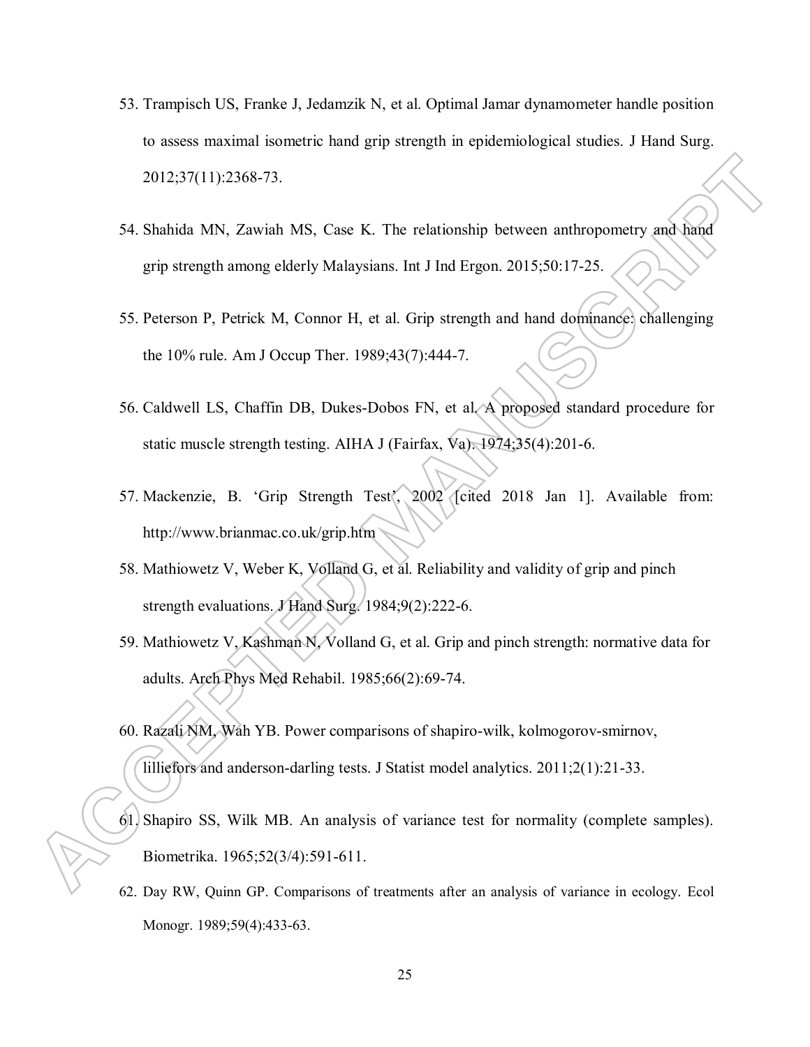53. Trampisch US, Franke J, Jedamzik N, et al. Optimal Jamar dynamometer handle position to assess maximal isometric hand grip strength in epidemiological studies. J Hand Surg. 2012;37(11):2368-73.

54. Shahida MN, Zawiah MS, Case K. The relationship between anthropometry and hand grip strength among elderly Malaysians. Int J Ind Ergon. 2015;50:17-25.

55. Peterson P, Petrick M, Connor H, et al. Grip strength and hand dominance: challenging the 10% rule. Am J Occup Ther. 1989;43(7):444-7.

56. Caldwell LS, Chaffin DB, Dukes-Dobos FN, et al. A proposed standard procedure for static muscle strength testing. AIHA J (Fairfax, Va). 1974;35(4):201-6.

57. Mackenzie, B. 'Grip Strength Test', 2002 [cited 2018 Jan 1]. Available from: http://www.brianmac.co.uk/grip.htm

58. Mathiowetz V, Weber K, Volland G, et al. Reliability and validity of grip and pinch strength evaluations. J Hand Surg. 1984;9(2):222-6.

59. Mathiowetz V, Kashman N, Volland G, et al. Grip and pinch strength: normative data for adults. Arch Phys Med Rehabil. 1985;66(2):69-74.

60. Razali NM, Wah YB. Power comparisons of shapiro-wilk, kolmogorov-smirnov, lilliefors and anderson-darling tests. J Statist model analytics. 2011;2(1):21-33.

61. Shapiro SS, Wilk MB. An analysis of variance test for normality (complete samples). Biometrika. 1965;52(3/4):591-611.

62. Day RW, Quinn GP. Comparisons of treatments after an analysis of variance in ecology. Ecol Monogr. 1989;59(4):433-63.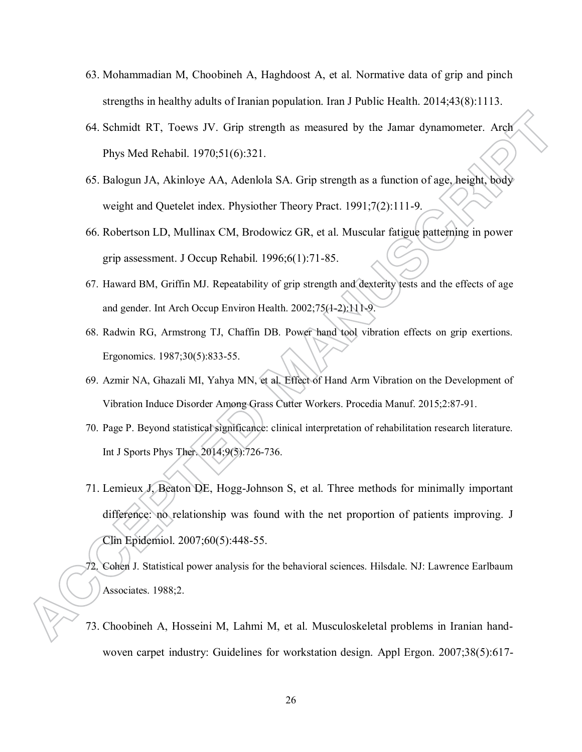63. Mohammadian M, Choobineh A, Haghdoost A, et al. Normative data of grip and pinch strengths in healthy adults of Iranian population. Iran J Public Health. 2014;43(8):1113.
64. Schmidt RT, Toews JV. Grip strength as measured by the Jamar dynamometer. Arch Phys Med Rehabil. 1970;51(6):321.
65. Balogun JA, Akinloye AA, Adenlola SA. Grip strength as a function of age, height, body weight and Quetelet index. Physiother Theory Pract. 1991;7(2):111-9.
66. Robertson LD, Mullinax CM, Brodowicz GR, et al. Muscular fatigue patterning in power grip assessment. J Occup Rehabil. 1996;6(1):71-85.
67. Haward BM, Griffin MJ. Repeatability of grip strength and dexterity tests and the effects of age and gender. Int Arch Occup Environ Health. 2002;75(1-2):111-9.
68. Radwin RG, Armstrong TJ, Chaffin DB. Power hand tool vibration effects on grip exertions. Ergonomics. 1987;30(5):833-55.
69. Azmir NA, Ghazali MI, Yahya MN, et al. Effect of Hand Arm Vibration on the Development of Vibration Induce Disorder Among Grass Cutter Workers. Procedia Manuf. 2015;2:87-91.
70. Page P. Beyond statistical significance: clinical interpretation of rehabilitation research literature. Int J Sports Phys Ther. 2014;9(5):726-736.
71. Lemieux J, Beaton DE, Hogg-Johnson S, et al. Three methods for minimally important difference: no relationship was found with the net proportion of patients improving. J Clin Epidemiol. 2007;60(5):448-55.
72. Cohen J. Statistical power analysis for the behavioral sciences. Hilsdale. NJ: Lawrence Earlbaum Associates. 1988;2.
73. Choobineh A, Hosseini M, Lahmi M, et al. Musculoskeletal problems in Iranian hand-woven carpet industry: Guidelines for workstation design. Appl Ergon. 2007;38(5):617-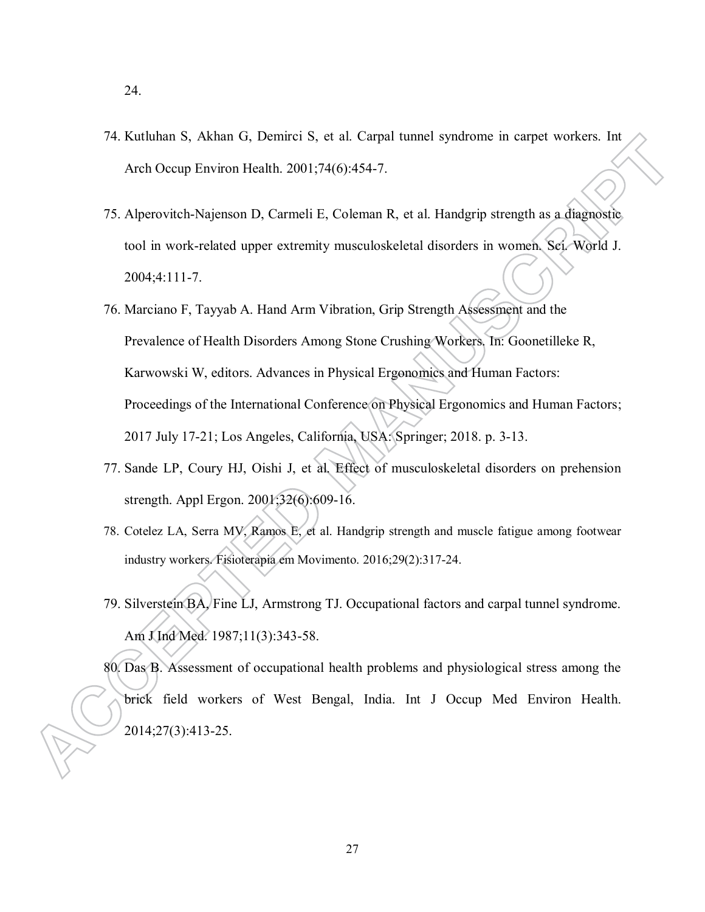24.

74. Kutluhan S, Akhan G, Demirci S, et al. Carpal tunnel syndrome in carpet workers. Int Arch Occup Environ Health. 2001;74(6):454-7.
75. Alperovitch-Najenson D, Carmeli E, Coleman R, et al. Handgrip strength as a diagnostic tool in work-related upper extremity musculoskeletal disorders in women. Sci. World J. 2004;4:111-7.
76. Marciano F, Tayyab A. Hand Arm Vibration, Grip Strength Assessment and the Prevalence of Health Disorders Among Stone Crushing Workers. In: Goonetilleke R, Karwowski W, editors. Advances in Physical Ergonomics and Human Factors: Proceedings of the International Conference on Physical Ergonomics and Human Factors; 2017 July 17-21; Los Angeles, California, USA: Springer; 2018. p. 3-13.
77. Sande LP, Coury HJ, Oishi J, et al. Effect of musculoskeletal disorders on prehension strength. Appl Ergon. 2001;32(6):609-16.
78. Cotelez LA, Serra MV, Ramos E, et al. Handgrip strength and muscle fatigue among footwear industry workers. Fisioterapia em Movimento. 2016;29(2):317-24.
79. Silverstein BA, Fine LJ, Armstrong TJ. Occupational factors and carpal tunnel syndrome. Am J Ind Med. 1987;11(3):343-58.
80. Das B. Assessment of occupational health problems and physiological stress among the brick field workers of West Bengal, India. Int J Occup Med Environ Health. 2014;27(3):413-25.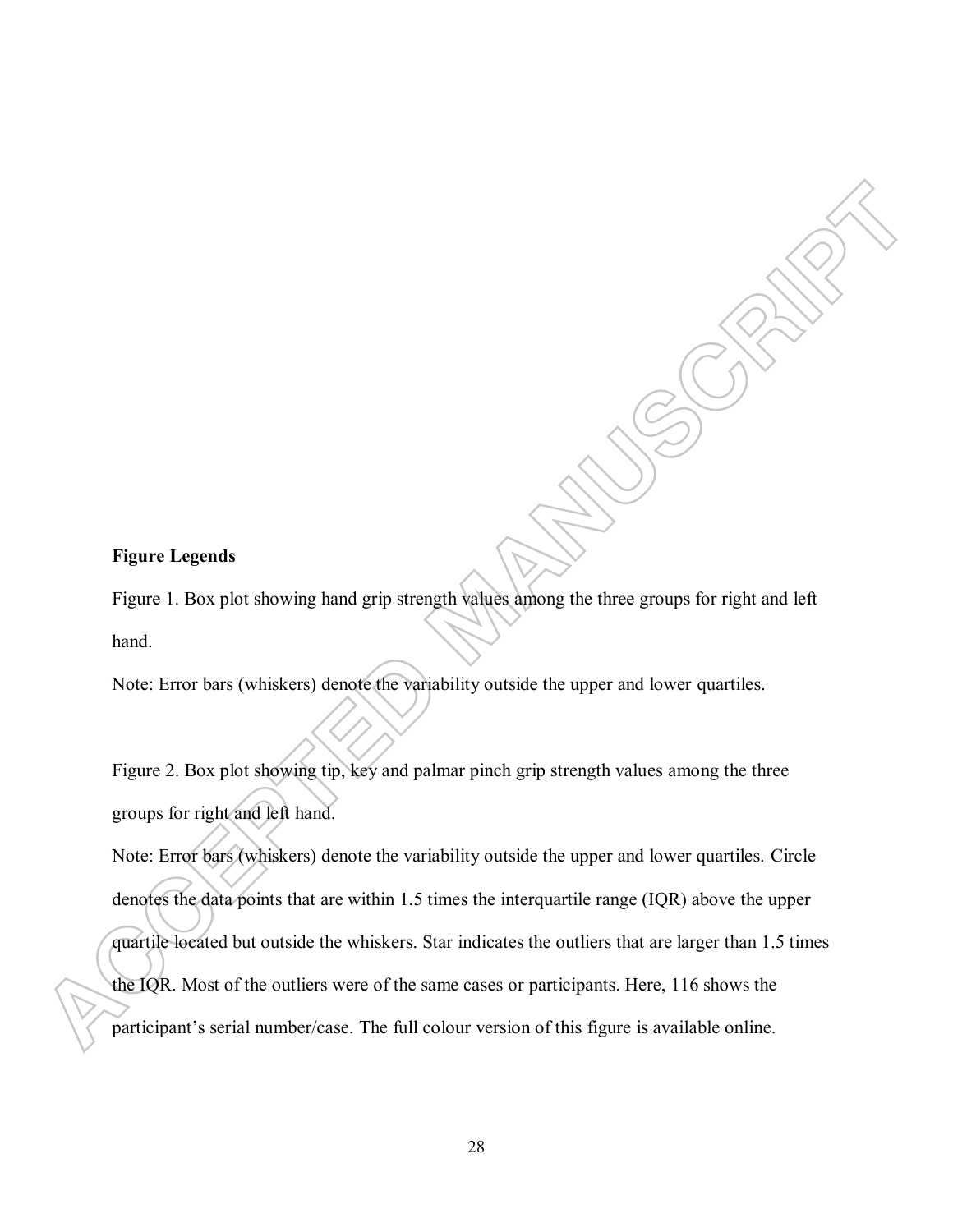**Figure Legends**

Figure 1. Box plot showing hand grip strength values among the three groups for right and left hand.

Note: Error bars (whiskers) denote the variability outside the upper and lower quartiles.

Figure 2. Box plot showing tip, key and palmar pinch grip strength values among the three groups for right and left hand.

Note: Error bars (whiskers) denote the variability outside the upper and lower quartiles. Circle denotes the data points that are within 1.5 times the interquartile range (IQR) above the upper quartile located but outside the whiskers. Star indicates the outliers that are larger than 1.5 times the IQR. Most of the outliers were of the same cases or participants. Here, 116 shows the participant's serial number/case. The full colour version of this figure is available online.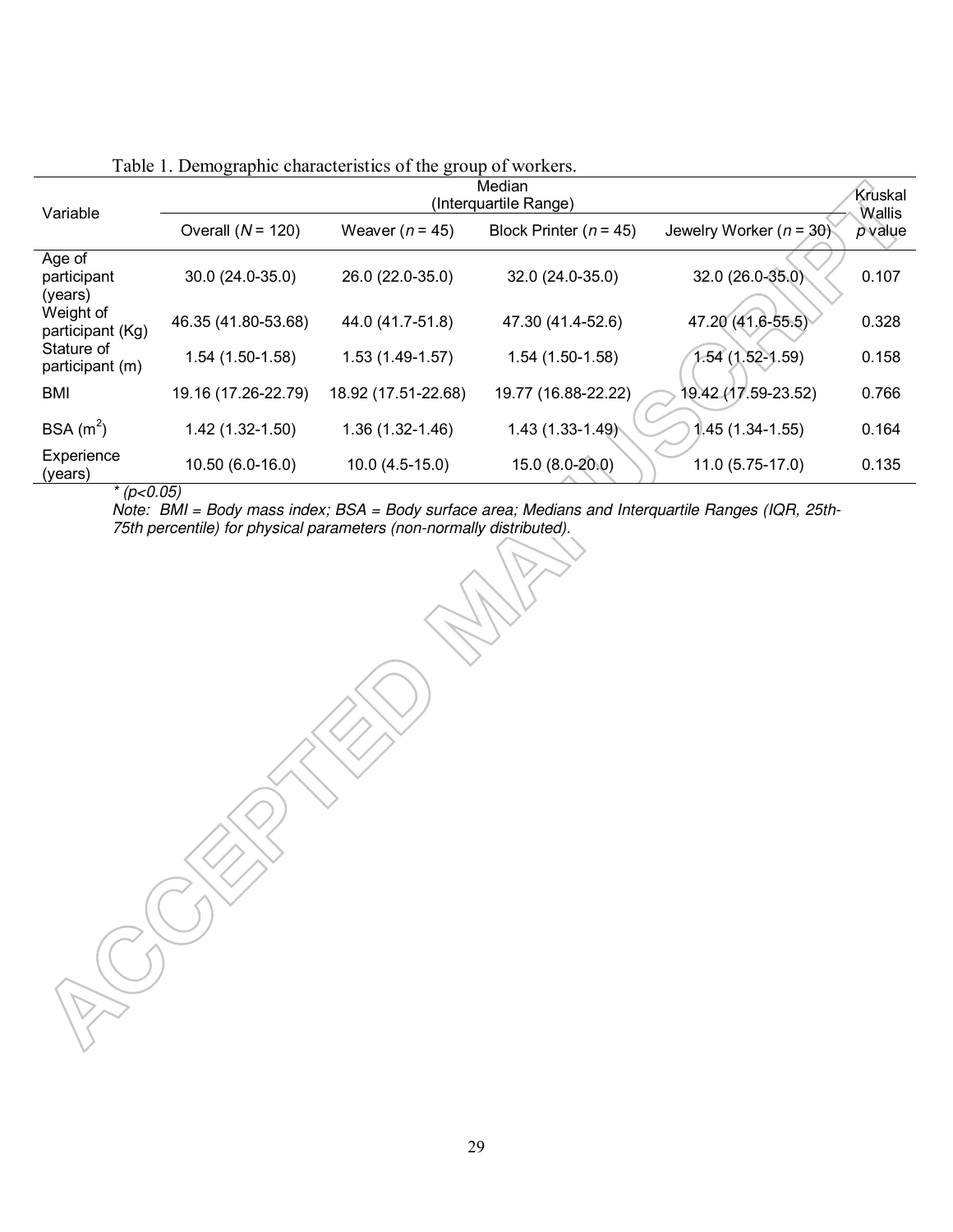Table 1. Demographic characteristics of the group of workers.

| Variable | Median (Interquartile Range) | | | | Kruskal Wallis *p* value |
|---|---|---|---|---|---|
| | Overall (*N* = 120) | Weaver (*n* = 45) | Block Printer (*n* = 45) | Jewelry Worker (*n* = 30) | |
| Age of participant (years) | 30.0 (24.0-35.0) | 26.0 (22.0-35.0) | 32.0 (24.0-35.0) | 32.0 (26.0-35.0) | 0.107 |
| Weight of participant (Kg) | 46.35 (41.80-53.68) | 44.0 (41.7-51.8) | 47.30 (41.4-52.6) | 47.20 (41.6-55.5) | 0.328 |
| Stature of participant (m) | 1.54 (1.50-1.58) | 1.53 (1.49-1.57) | 1.54 (1.50-1.58) | 1.54 (1.52-1.59) | 0.158 |
| BMI | 19.16 (17.26-22.79) | 18.92 (17.51-22.68) | 19.77 (16.88-22.22) | 19.42 (17.59-23.52) | 0.766 |
| BSA ($m^2$) | 1.42 (1.32-1.50) | 1.36 (1.32-1.46) | 1.43 (1.33-1.49) | 1.45 (1.34-1.55) | 0.164 |
| Experience (years) | 10.50 (6.0-16.0) | 10.0 (4.5-15.0) | 15.0 (8.0-20.0) | 11.0 (5.75-17.0) | 0.135 |

*\* (p<0.05)*

*Note: BMI = Body mass index; BSA = Body surface area; Medians and Interquartile Ranges (IQR, 25th-75th percentile) for physical parameters (non-normally distributed).*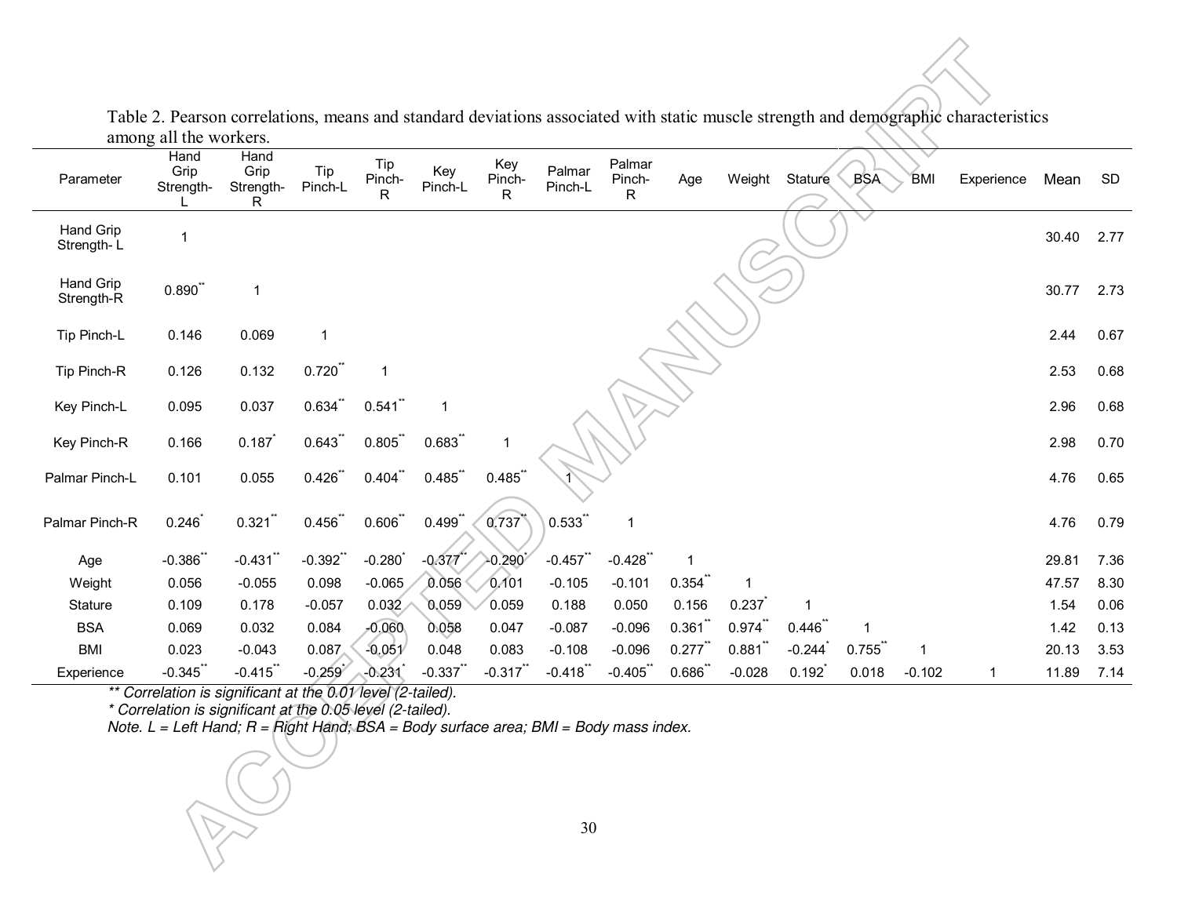Table 2. Pearson correlations, means and standard deviations associated with static muscle strength and demographic characteristics among all the workers.

| Parameter | Hand Grip Strength-L | Hand Grip Strength-R | Tip Pinch-L | Tip Pinch-R | Key Pinch-L | Key Pinch-R | Palmar Pinch-L | Palmar Pinch-R | Age | Weight | Stature | BSA | BMI | Experience | Mean | SD |
|---|---|---|---|---|---|---|---|---|---|---|---|---|---|---|---|---|
| Hand Grip Strength- L | 1 | | | | | | | | | | | | | | 30.40 | 2.77 |
| Hand Grip Strength-R | 0.890** | 1 | | | | | | | | | | | | | 30.77 | 2.73 |
| Tip Pinch-L | 0.146 | 0.069 | 1 | | | | | | | | | | | | 2.44 | 0.67 |
| Tip Pinch-R | 0.126 | 0.132 | 0.720** | 1 | | | | | | | | | | | 2.53 | 0.68 |
| Key Pinch-L | 0.095 | 0.037 | 0.634** | 0.541** | 1 | | | | | | | | | | 2.96 | 0.68 |
| Key Pinch-R | 0.166 | 0.187* | 0.643** | 0.805** | 0.683** | 1 | | | | | | | | | 2.98 | 0.70 |
| Palmar Pinch-L | 0.101 | 0.055 | 0.426** | 0.404** | 0.485** | 0.485** | 1 | | | | | | | | 4.76 | 0.65 |
| Palmar Pinch-R | 0.246* | 0.321** | 0.456** | 0.606** | 0.499** | 0.737** | 0.533** | 1 | | | | | | | 4.76 | 0.79 |
| Age | -0.386** | -0.431** | -0.392** | -0.280* | -0.377** | -0.290* | -0.457** | -0.428** | 1 | | | | | | 29.81 | 7.36 |
| Weight | 0.056 | -0.055 | 0.098 | -0.065 | 0.056 | 0.101 | -0.105 | -0.101 | 0.354** | 1 | | | | | 47.57 | 8.30 |
| Stature | 0.109 | 0.178 | -0.057 | 0.032 | 0.059 | 0.059 | 0.188 | 0.050 | 0.156 | 0.237* | 1 | | | | 1.54 | 0.06 |
| BSA | 0.069 | 0.032 | 0.084 | -0.060 | 0.058 | 0.047 | -0.087 | -0.096 | 0.361** | 0.974** | 0.446** | 1 | | | 1.42 | 0.13 |
| BMI | 0.023 | -0.043 | 0.087 | -0.051 | 0.048 | 0.083 | -0.108 | -0.096 | 0.277** | 0.881** | -0.244* | 0.755** | 1 | | 20.13 | 3.53 |
| Experience | -0.345** | -0.415** | -0.259* | -0.231* | -0.337** | -0.317** | -0.418** | -0.405** | 0.686** | -0.028 | 0.192* | 0.018 | -0.102 | 1 | 11.89 | 7.14 |

*\*\* Correlation is significant at the 0.01 level (2-tailed).*

*\* Correlation is significant at the 0.05 level (2-tailed).*

*Note. L = Left Hand; R = Right Hand; BSA = Body surface area; BMI = Body mass index.*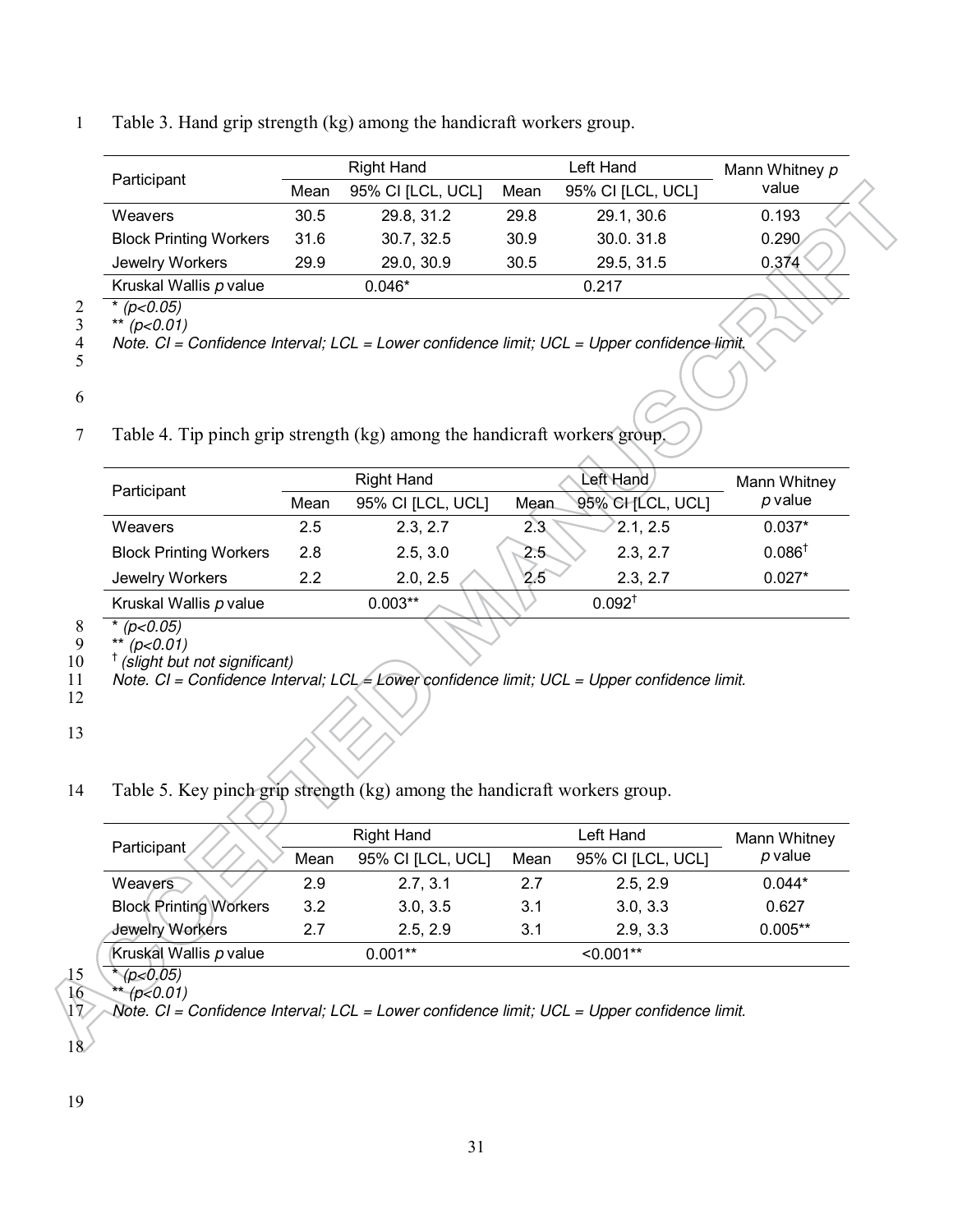Table 3. Hand grip strength (kg) among the handicraft workers group.

| Participant | Right Hand | | Left Hand | | Mann Whitney $p$ value |
|---|---|---|---|---|---|
| | Mean | 95% CI [LCL, UCL] | Mean | 95% CI [LCL, UCL] | |
| Weavers | 30.5 | 29.8, 31.2 | 29.8 | 29.1, 30.6 | 0.193 |
| Block Printing Workers | 31.6 | 30.7, 32.5 | 30.9 | 30.0. 31.8 | 0.290 |
| Jewelry Workers | 29.9 | 29.0, 30.9 | 30.5 | 29.5, 31.5 | 0.374 |
| Kruskal Wallis $p$ value | | 0.046* | | 0.217 | |

* ($p<0.05$)
** ($p<0.01$)
*Note. CI = Confidence Interval; LCL = Lower confidence limit; UCL = Upper confidence limit.*

Table 4. Tip pinch grip strength (kg) among the handicraft workers group.

| Participant | Right Hand | | Left Hand | | Mann Whitney $p$ value |
|---|---|---|---|---|---|
| | Mean | 95% CI [LCL, UCL] | Mean | 95% CI [LCL, UCL] | |
| Weavers | 2.5 | 2.3, 2.7 | 2.3 | 2.1, 2.5 | 0.037* |
| Block Printing Workers | 2.8 | 2.5, 3.0 | 2.5 | 2.3, 2.7 | 0.086† |
| Jewelry Workers | 2.2 | 2.0, 2.5 | 2.5 | 2.3, 2.7 | 0.027* |
| Kruskal Wallis $p$ value | | 0.003** | | 0.092† | |

* ($p<0.05$)
** ($p<0.01$)
† *(slight but not significant)*
*Note. CI = Confidence Interval; LCL = Lower confidence limit; UCL = Upper confidence limit.*

Table 5. Key pinch grip strength (kg) among the handicraft workers group.

| Participant | Right Hand | | Left Hand | | Mann Whitney $p$ value |
|---|---|---|---|---|---|
| | Mean | 95% CI [LCL, UCL] | Mean | 95% CI [LCL, UCL] | |
| Weavers | 2.9 | 2.7, 3.1 | 2.7 | 2.5, 2.9 | 0.044* |
| Block Printing Workers | 3.2 | 3.0, 3.5 | 3.1 | 3.0, 3.3 | 0.627 |
| Jewelry Workers | 2.7 | 2.5, 2.9 | 3.1 | 2.9, 3.3 | 0.005** |
| Kruskal Wallis $p$ value | | 0.001** | | <0.001** | |

* ($p<0.05$)
** ($p<0.01$)
*Note. CI = Confidence Interval; LCL = Lower confidence limit; UCL = Upper confidence limit.*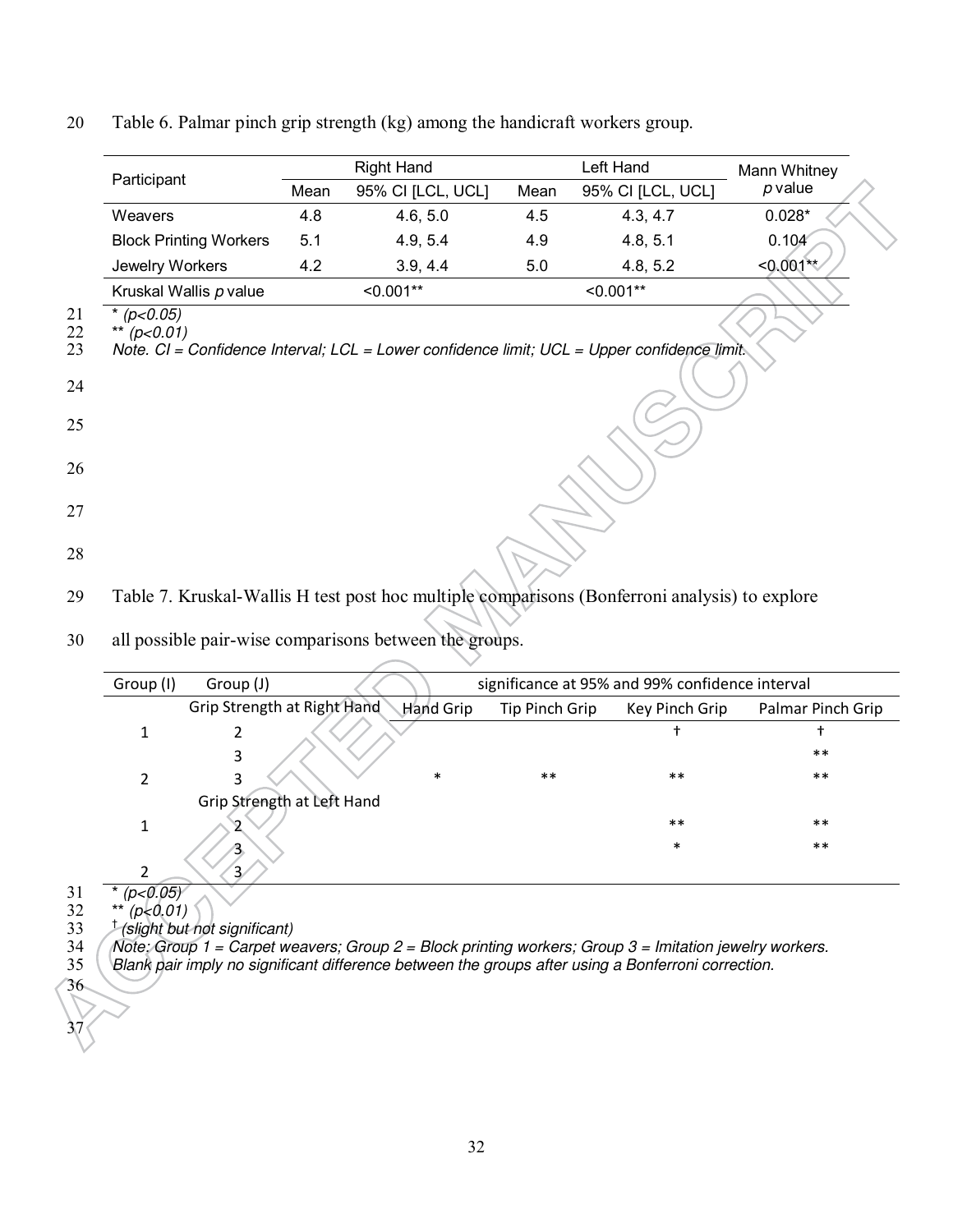Table 6. Palmar pinch grip strength (kg) among the handicraft workers group.

| Participant | Right Hand | | Left Hand | | Mann Whitney *p* value |
|---|---|---|---|---|---|
| | Mean | 95% CI [LCL, UCL] | Mean | 95% CI [LCL, UCL] | |
| Weavers | 4.8 | 4.6, 5.0 | 4.5 | 4.3, 4.7 | 0.028* |
| Block Printing Workers | 5.1 | 4.9, 5.4 | 4.9 | 4.8, 5.1 | 0.104 |
| Jewelry Workers | 4.2 | 3.9, 4.4 | 5.0 | 4.8, 5.2 | <0.001** |
| Kruskal Wallis *p* value | <0.001** | | <0.001** | | |

* *(p<0.05)*
** *(p<0.01)*
*Note. CI = Confidence Interval; LCL = Lower confidence limit; UCL = Upper confidence limit.*

Table 7. Kruskal-Wallis H test post hoc multiple comparisons (Bonferroni analysis) to explore all possible pair-wise comparisons between the groups.

| Group (I) | Group (J) | significance at 95% and 99% confidence interval | | | |
|---|---|---|---|---|---|
| | Grip Strength at Right Hand | Hand Grip | Tip Pinch Grip | Key Pinch Grip | Palmar Pinch Grip |
| 1 | 2 | | | † | † |
| | 3 | | | | ** |
| 2 | 3 | * | ** | ** | ** |
| | Grip Strength at Left Hand | | | | |
| 1 | 2 | | | ** | ** |
| | 3 | | | * | ** |
| 2 | 3 | | | | |

* *(p<0.05)*
** *(p<0.01)*
† *(slight but not significant)*
*Note: Group 1 = Carpet weavers; Group 2 = Block printing workers; Group 3 = Imitation jewelry workers. Blank pair imply no significant difference between the groups after using a Bonferroni correction.*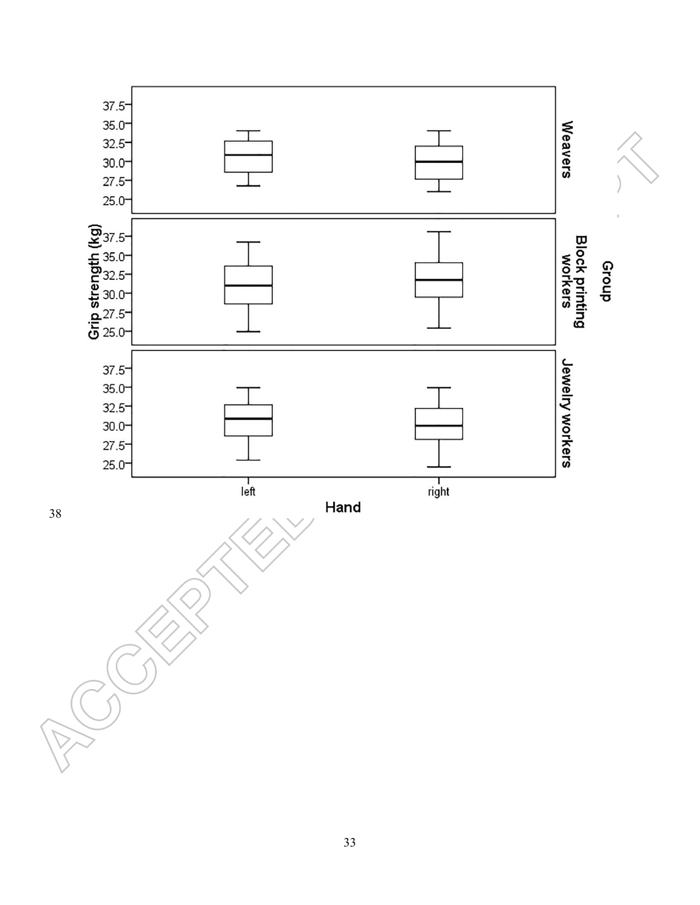38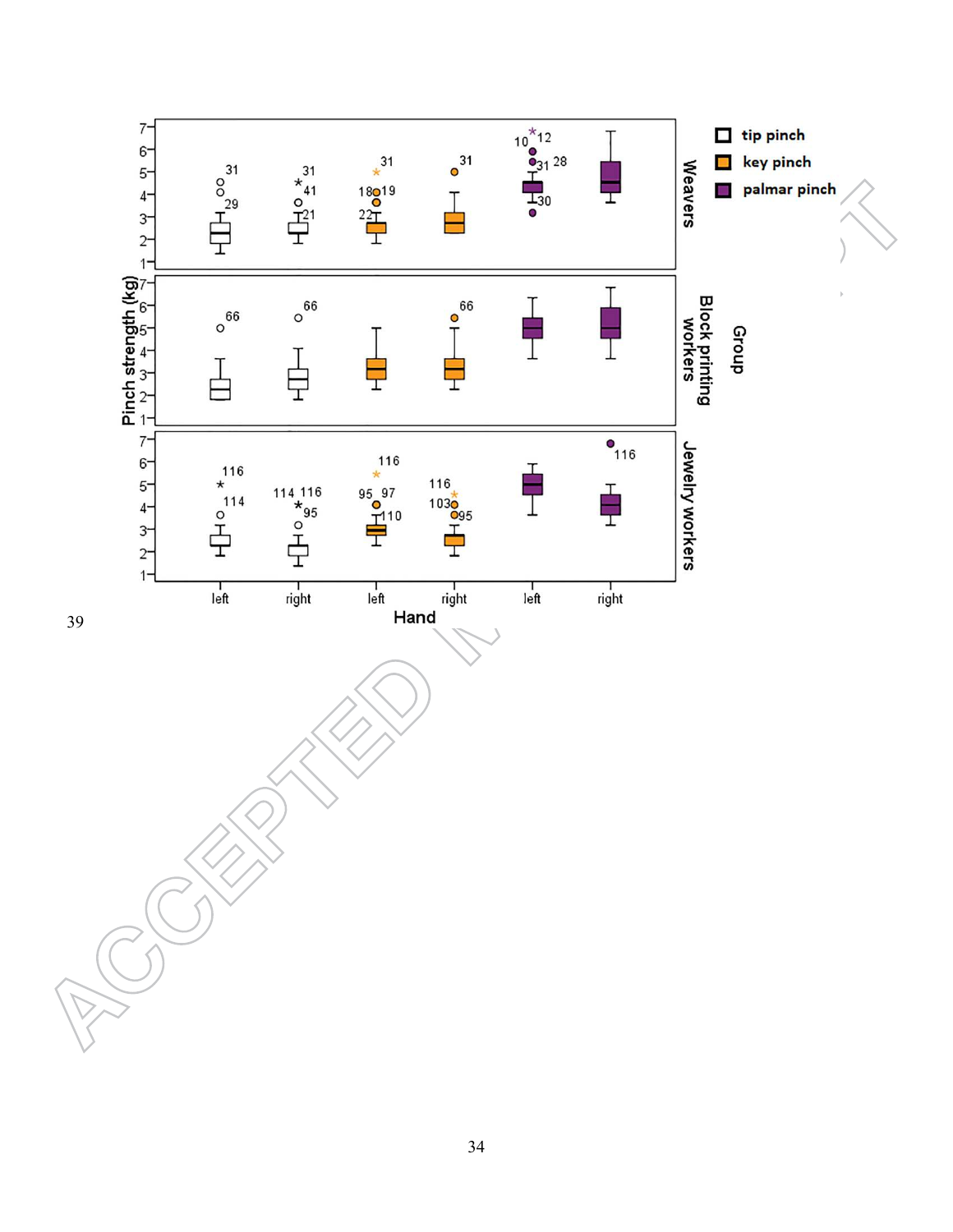Pinch strength (kg)

7
6
5
4
3
2
1

31
29
31
41
21
31
18 19
22
31
10 12
31 28
30

Weavers

66
66
66

Block printing workers

116
114
114 116
95
116
95 97
110
116
103
95
116

Jewelry workers

left
right
left
right
left
right

Hand

Group

tip pinch
key pinch
palmar pinch

39